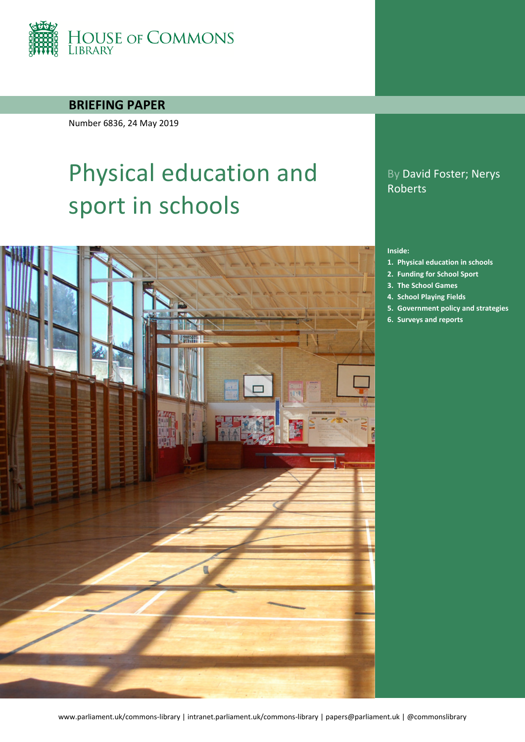HOUSE OF COMMONS LIBRARY

**BRIEFING PAPER**

Number 6836, 24 May 2019

# Physical education and sport in schools

By David Foster; Nerys Roberts

**Inside:**

1. **Physical education in schools**
2. **Funding for School Sport**
3. **The School Games**
4. **School Playing Fields**
5. **Government policy and strategies**
6. **Surveys and reports**

www.parliament.uk/commons-library | intranet.parliament.uk/commons-library | papers@parliament.uk | @commonslibrary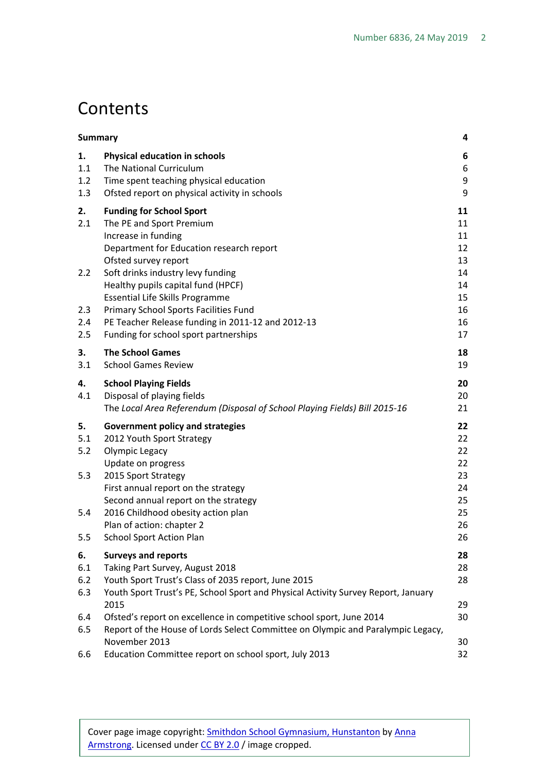# Contents

| | | |
|---|---|---|
| **Summary** | | **4** |
| **1.** | **Physical education in schools** | **6** |
| 1.1 | The National Curriculum | 6 |
| 1.2 | Time spent teaching physical education | 9 |
| 1.3 | Ofsted report on physical activity in schools | 9 |
| **2.** | **Funding for School Sport** | **11** |
| 2.1 | The PE and Sport Premium | 11 |
| | Increase in funding | 11 |
| | Department for Education research report | 12 |
| | Ofsted survey report | 13 |
| 2.2 | Soft drinks industry levy funding | 14 |
| | Healthy pupils capital fund (HPCF) | 14 |
| | Essential Life Skills Programme | 15 |
| 2.3 | Primary School Sports Facilities Fund | 16 |
| 2.4 | PE Teacher Release funding in 2011-12 and 2012-13 | 16 |
| 2.5 | Funding for school sport partnerships | 17 |
| **3.** | **The School Games** | **18** |
| 3.1 | School Games Review | 19 |
| **4.** | **School Playing Fields** | **20** |
| 4.1 | Disposal of playing fields | 20 |
| | The *Local Area Referendum (Disposal of School Playing Fields) Bill 2015-16* | 21 |
| **5.** | **Government policy and strategies** | **22** |
| 5.1 | 2012 Youth Sport Strategy | 22 |
| 5.2 | Olympic Legacy | 22 |
| | Update on progress | 22 |
| 5.3 | 2015 Sport Strategy | 23 |
| | First annual report on the strategy | 24 |
| | Second annual report on the strategy | 25 |
| 5.4 | 2016 Childhood obesity action plan | 25 |
| | Plan of action: chapter 2 | 26 |
| 5.5 | School Sport Action Plan | 26 |
| **6.** | **Surveys and reports** | **28** |
| 6.1 | Taking Part Survey, August 2018 | 28 |
| 6.2 | Youth Sport Trust's Class of 2035 report, June 2015 | 28 |
| 6.3 | Youth Sport Trust's PE, School Sport and Physical Activity Survey Report, January 2015 | 29 |
| 6.4 | Ofsted's report on excellence in competitive school sport, June 2014 | 30 |
| 6.5 | Report of the House of Lords Select Committee on Olympic and Paralympic Legacy, November 2013 | 30 |
| 6.6 | Education Committee report on school sport, July 2013 | 32 |

Cover page image copyright: Smithdon School Gymnasium, Hunstanton by Anna Armstrong. Licensed under CC BY 2.0 / image cropped.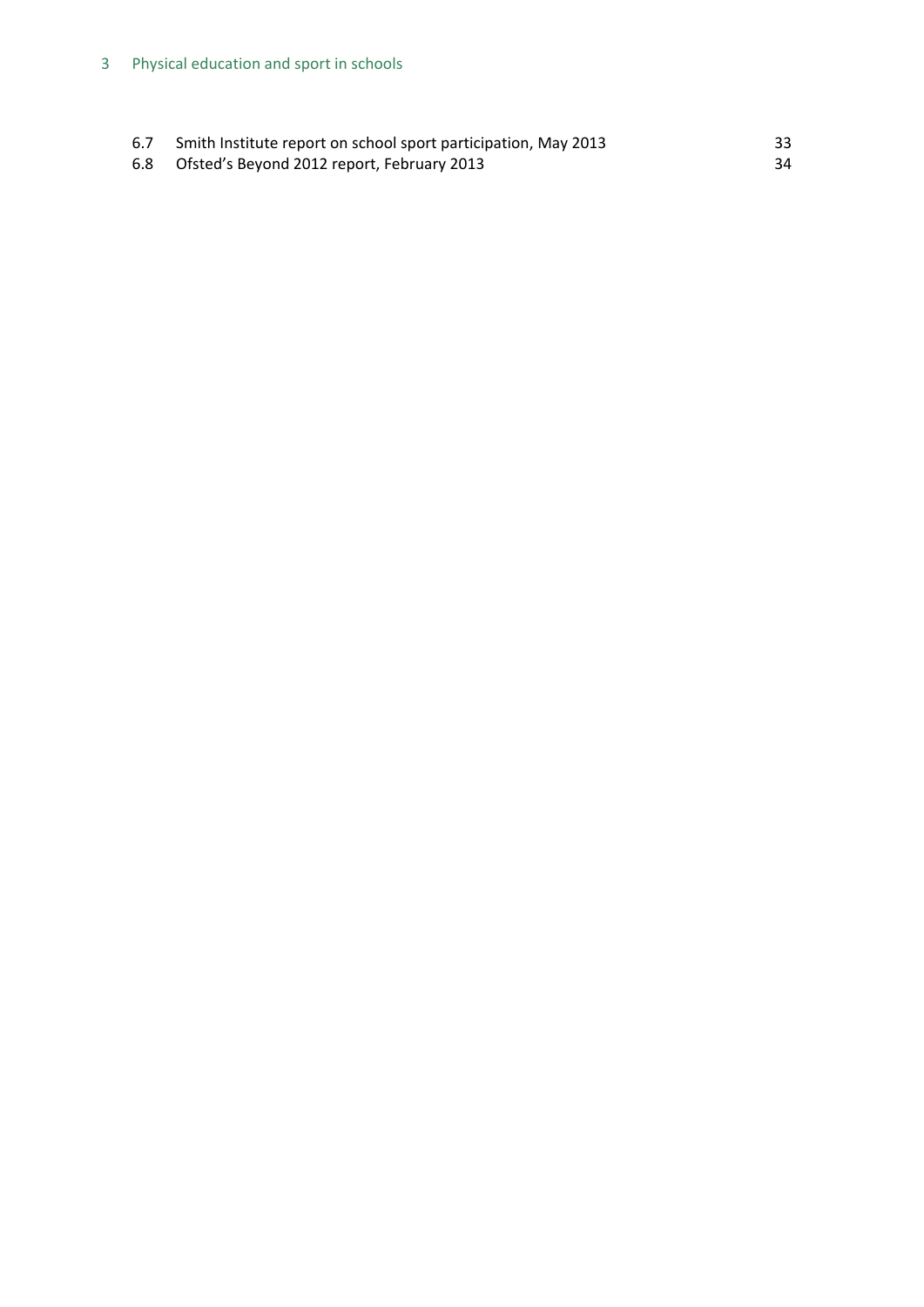6.7 Smith Institute report on school sport participation, May 2013 33

6.8 Ofsted's Beyond 2012 report, February 2013 34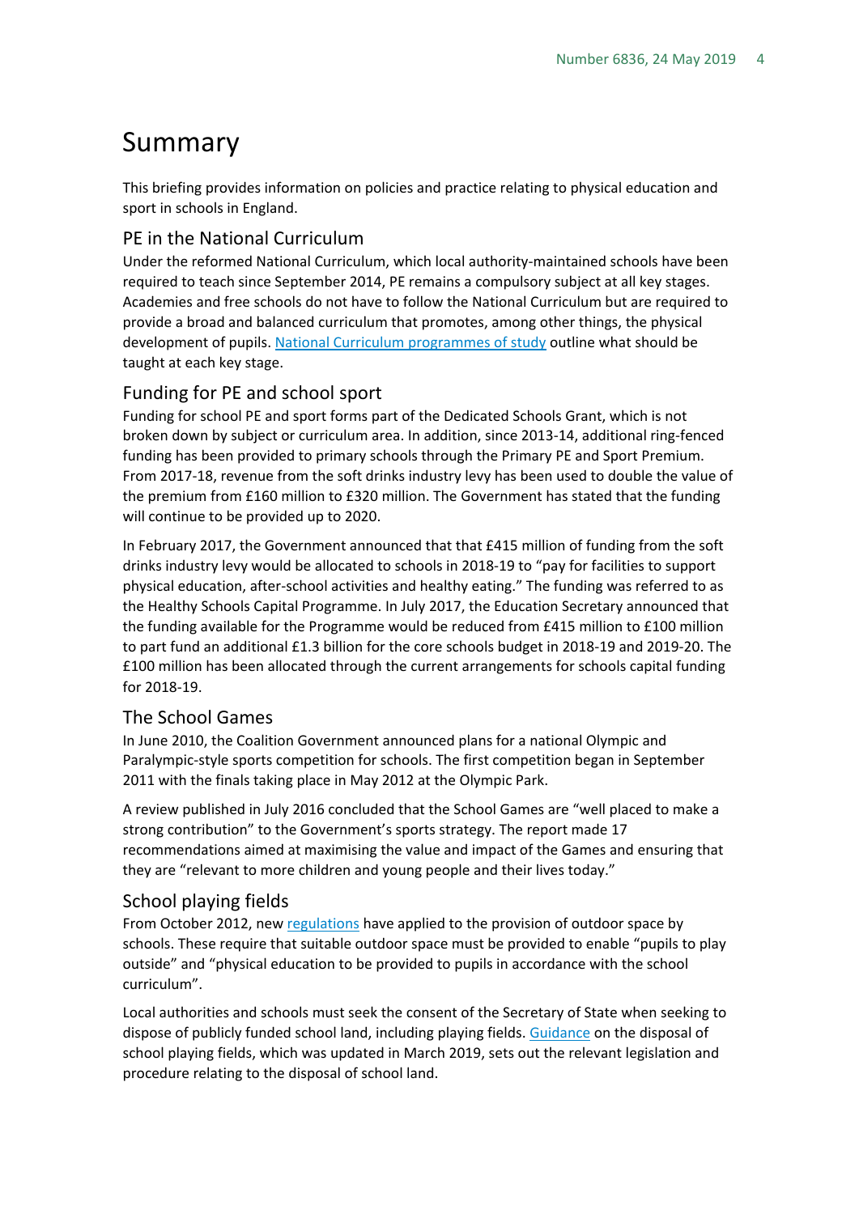# Summary

This briefing provides information on policies and practice relating to physical education and sport in schools in England.

## PE in the National Curriculum

Under the reformed National Curriculum, which local authority-maintained schools have been required to teach since September 2014, PE remains a compulsory subject at all key stages. Academies and free schools do not have to follow the National Curriculum but are required to provide a broad and balanced curriculum that promotes, among other things, the physical development of pupils. [National Curriculum programmes of study](#) outline what should be taught at each key stage.

## Funding for PE and school sport

Funding for school PE and sport forms part of the Dedicated Schools Grant, which is not broken down by subject or curriculum area. In addition, since 2013-14, additional ring-fenced funding has been provided to primary schools through the Primary PE and Sport Premium. From 2017-18, revenue from the soft drinks industry levy has been used to double the value of the premium from £160 million to £320 million. The Government has stated that the funding will continue to be provided up to 2020.

In February 2017, the Government announced that that £415 million of funding from the soft drinks industry levy would be allocated to schools in 2018-19 to "pay for facilities to support physical education, after-school activities and healthy eating." The funding was referred to as the Healthy Schools Capital Programme. In July 2017, the Education Secretary announced that the funding available for the Programme would be reduced from £415 million to £100 million to part fund an additional £1.3 billion for the core schools budget in 2018-19 and 2019-20. The £100 million has been allocated through the current arrangements for schools capital funding for 2018-19.

## The School Games

In June 2010, the Coalition Government announced plans for a national Olympic and Paralympic-style sports competition for schools. The first competition began in September 2011 with the finals taking place in May 2012 at the Olympic Park.

A review published in July 2016 concluded that the School Games are "well placed to make a strong contribution" to the Government's sports strategy. The report made 17 recommendations aimed at maximising the value and impact of the Games and ensuring that they are "relevant to more children and young people and their lives today."

## School playing fields

From October 2012, new [regulations](#) have applied to the provision of outdoor space by schools. These require that suitable outdoor space must be provided to enable "pupils to play outside" and "physical education to be provided to pupils in accordance with the school curriculum".

Local authorities and schools must seek the consent of the Secretary of State when seeking to dispose of publicly funded school land, including playing fields. [Guidance](#) on the disposal of school playing fields, which was updated in March 2019, sets out the relevant legislation and procedure relating to the disposal of school land.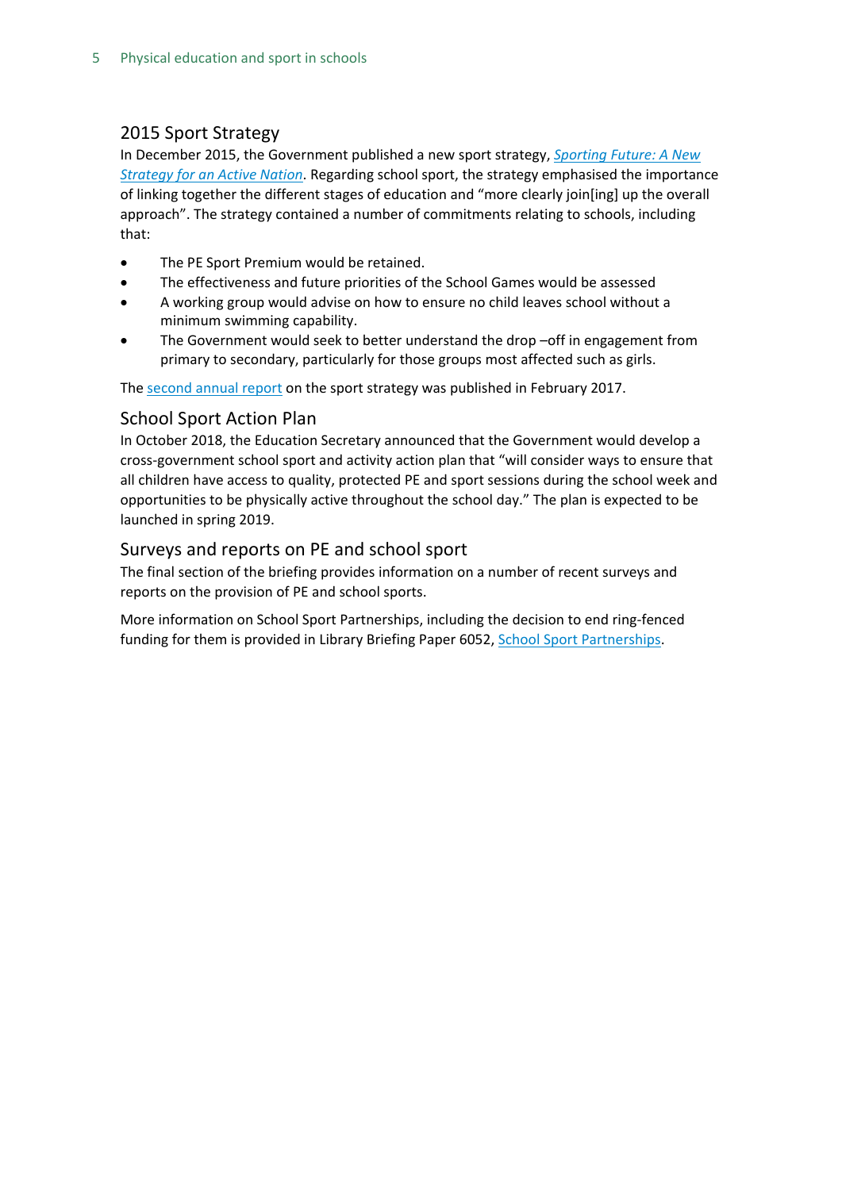## 2015 Sport Strategy

In December 2015, the Government published a new sport strategy, *Sporting Future: A New Strategy for an Active Nation*. Regarding school sport, the strategy emphasised the importance of linking together the different stages of education and "more clearly join[ing] up the overall approach". The strategy contained a number of commitments relating to schools, including that:

- The PE Sport Premium would be retained.
- The effectiveness and future priorities of the School Games would be assessed
- A working group would advise on how to ensure no child leaves school without a minimum swimming capability.
- The Government would seek to better understand the drop –off in engagement from primary to secondary, particularly for those groups most affected such as girls.

The second annual report on the sport strategy was published in February 2017.

## School Sport Action Plan

In October 2018, the Education Secretary announced that the Government would develop a cross-government school sport and activity action plan that "will consider ways to ensure that all children have access to quality, protected PE and sport sessions during the school week and opportunities to be physically active throughout the school day." The plan is expected to be launched in spring 2019.

## Surveys and reports on PE and school sport

The final section of the briefing provides information on a number of recent surveys and reports on the provision of PE and school sports.

More information on School Sport Partnerships, including the decision to end ring-fenced funding for them is provided in Library Briefing Paper 6052, School Sport Partnerships.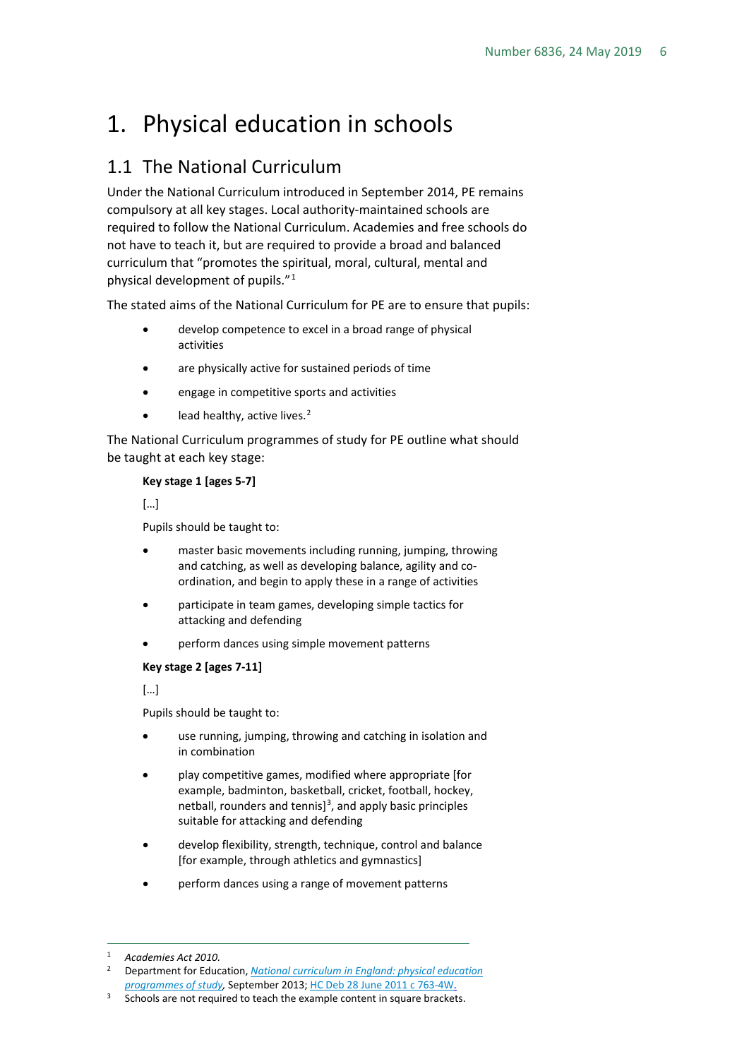# 1. Physical education in schools

## 1.1 The National Curriculum

Under the National Curriculum introduced in September 2014, PE remains compulsory at all key stages. Local authority-maintained schools are required to follow the National Curriculum. Academies and free schools do not have to teach it, but are required to provide a broad and balanced curriculum that "promotes the spiritual, moral, cultural, mental and physical development of pupils."[1]

The stated aims of the National Curriculum for PE are to ensure that pupils:

- develop competence to excel in a broad range of physical activities
- are physically active for sustained periods of time
- engage in competitive sports and activities
- lead healthy, active lives.[2]

The National Curriculum programmes of study for PE outline what should be taught at each key stage:

> **Key stage 1 [ages 5-7]**
>
> […]
>
> Pupils should be taught to:
>
> - master basic movements including running, jumping, throwing and catching, as well as developing balance, agility and co-ordination, and begin to apply these in a range of activities
> - participate in team games, developing simple tactics for attacking and defending
> - perform dances using simple movement patterns
>
> **Key stage 2 [ages 7-11]**
>
> […]
>
> Pupils should be taught to:
>
> - use running, jumping, throwing and catching in isolation and in combination
> - play competitive games, modified where appropriate [for example, badminton, basketball, cricket, football, hockey, netball, rounders and tennis][3], and apply basic principles suitable for attacking and defending
> - develop flexibility, strength, technique, control and balance [for example, through athletics and gymnastics]
> - perform dances using a range of movement patterns

---

1 *Academies Act 2010.*

2 Department for Education, *National curriculum in England: physical education programmes of study*, September 2013; HC Deb 28 June 2011 c 763-4W.

3 Schools are not required to teach the example content in square brackets.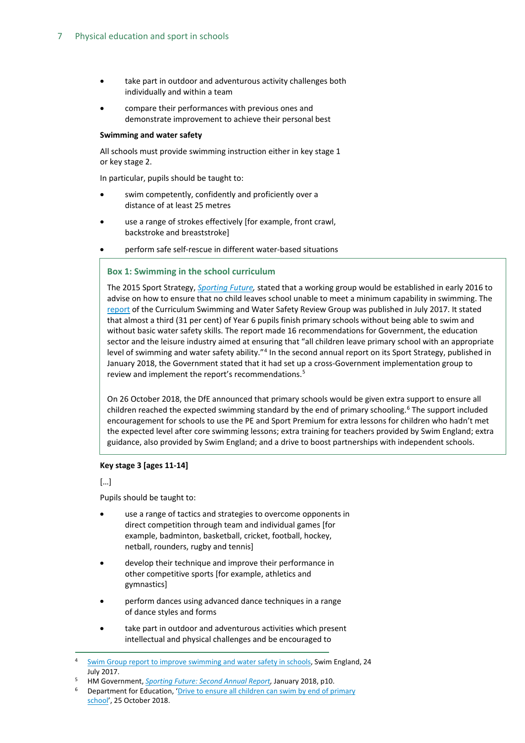- take part in outdoor and adventurous activity challenges both individually and within a team
- compare their performances with previous ones and demonstrate improvement to achieve their personal best

**Swimming and water safety**

All schools must provide swimming instruction either in key stage 1 or key stage 2.

In particular, pupils should be taught to:

- swim competently, confidently and proficiently over a distance of at least 25 metres
- use a range of strokes effectively [for example, front crawl, backstroke and breaststroke]
- perform safe self-rescue in different water-based situations

### Box 1: Swimming in the school curriculum

The 2015 Sport Strategy, *Sporting Future*, stated that a working group would be established in early 2016 to advise on how to ensure that no child leaves school unable to meet a minimum capability in swimming. The report of the Curriculum Swimming and Water Safety Review Group was published in July 2017. It stated that almost a third (31 per cent) of Year 6 pupils finish primary schools without being able to swim and without basic water safety skills. The report made 16 recommendations for Government, the education sector and the leisure industry aimed at ensuring that "all children leave primary school with an appropriate level of swimming and water safety ability."[4] In the second annual report on its Sport Strategy, published in January 2018, the Government stated that it had set up a cross-Government implementation group to review and implement the report's recommendations.[5]

On 26 October 2018, the DfE announced that primary schools would be given extra support to ensure all children reached the expected swimming standard by the end of primary schooling.[6] The support included encouragement for schools to use the PE and Sport Premium for extra lessons for children who hadn't met the expected level after core swimming lessons; extra training for teachers provided by Swim England; extra guidance, also provided by Swim England; and a drive to boost partnerships with independent schools.

**Key stage 3 [ages 11-14]**

[…]

Pupils should be taught to:

- use a range of tactics and strategies to overcome opponents in direct competition through team and individual games [for example, badminton, basketball, cricket, football, hockey, netball, rounders, rugby and tennis]
- develop their technique and improve their performance in other competitive sports [for example, athletics and gymnastics]
- perform dances using advanced dance techniques in a range of dance styles and forms
- take part in outdoor and adventurous activities which present intellectual and physical challenges and be encouraged to

---

4 Swim Group report to improve swimming and water safety in schools, Swim England, 24 July 2017.

5 HM Government, *Sporting Future: Second Annual Report*, January 2018, p10.

6 Department for Education, 'Drive to ensure all children can swim by end of primary school', 25 October 2018.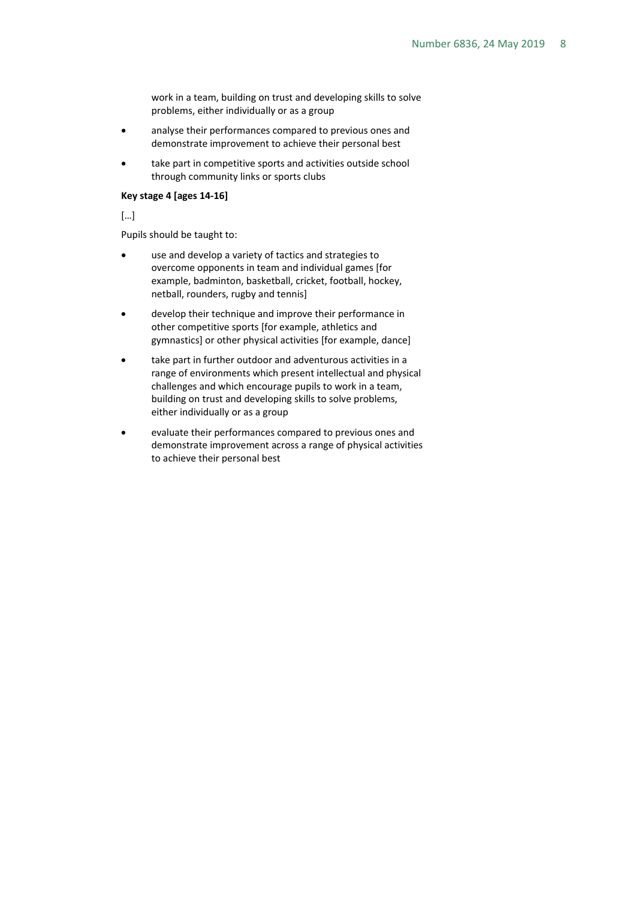work in a team, building on trust and developing skills to solve problems, either individually or as a group

- analyse their performances compared to previous ones and demonstrate improvement to achieve their personal best
- take part in competitive sports and activities outside school through community links or sports clubs

**Key stage 4 [ages 14-16]**

[…]

Pupils should be taught to:

- use and develop a variety of tactics and strategies to overcome opponents in team and individual games [for example, badminton, basketball, cricket, football, hockey, netball, rounders, rugby and tennis]
- develop their technique and improve their performance in other competitive sports [for example, athletics and gymnastics] or other physical activities [for example, dance]
- take part in further outdoor and adventurous activities in a range of environments which present intellectual and physical challenges and which encourage pupils to work in a team, building on trust and developing skills to solve problems, either individually or as a group
- evaluate their performances compared to previous ones and demonstrate improvement across a range of physical activities to achieve their personal best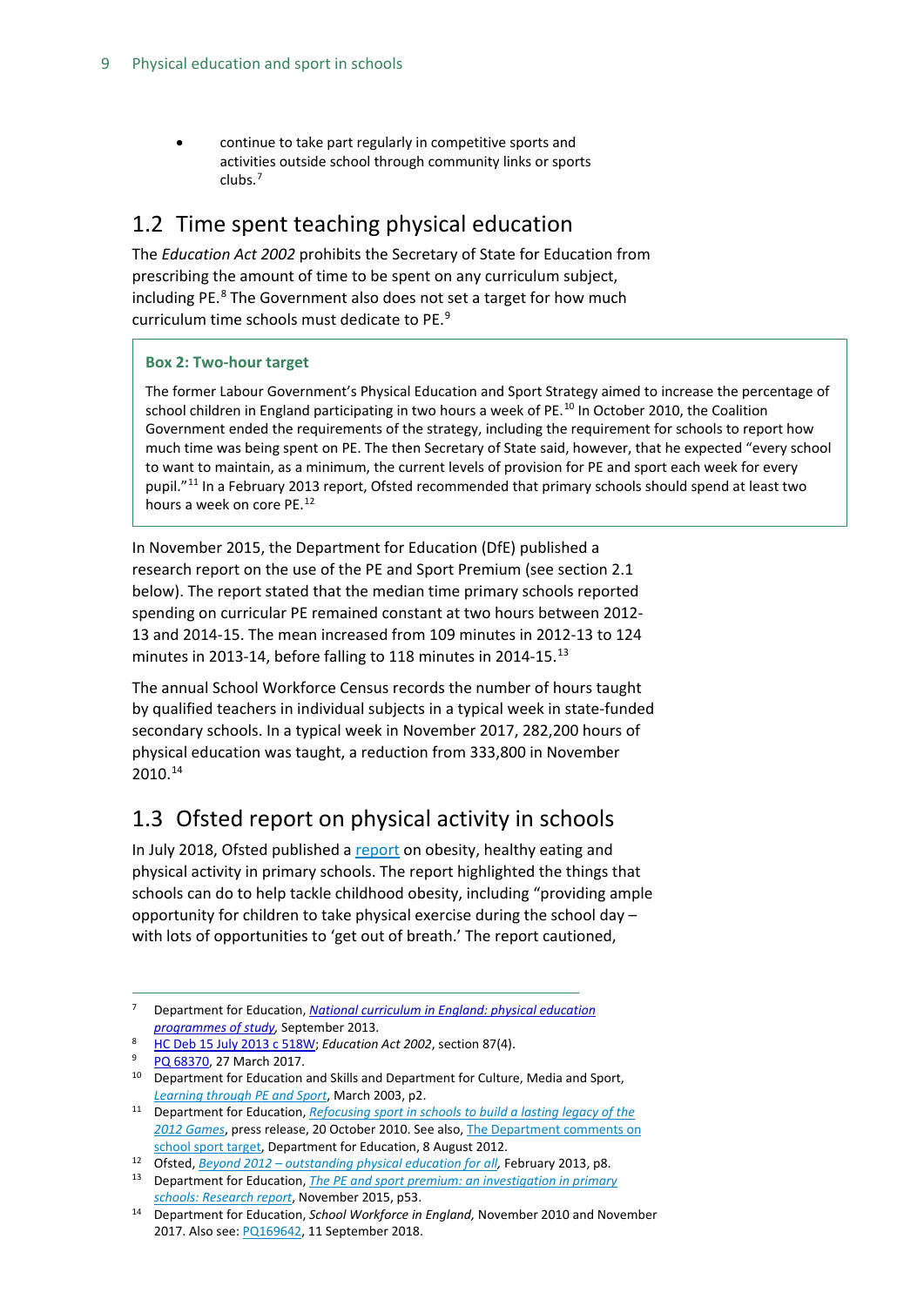- continue to take part regularly in competitive sports and activities outside school through community links or sports clubs.[7]

## 1.2 Time spent teaching physical education

The *Education Act 2002* prohibits the Secretary of State for Education from prescribing the amount of time to be spent on any curriculum subject, including PE.[8] The Government also does not set a target for how much curriculum time schools must dedicate to PE.[9]

> **Box 2: Two-hour target**
>
> The former Labour Government's Physical Education and Sport Strategy aimed to increase the percentage of school children in England participating in two hours a week of PE.[10] In October 2010, the Coalition Government ended the requirements of the strategy, including the requirement for schools to report how much time was being spent on PE. The then Secretary of State said, however, that he expected "every school to want to maintain, as a minimum, the current levels of provision for PE and sport each week for every pupil."[11] In a February 2013 report, Ofsted recommended that primary schools should spend at least two hours a week on core PE.[12]

In November 2015, the Department for Education (DfE) published a research report on the use of the PE and Sport Premium (see section 2.1 below). The report stated that the median time primary schools reported spending on curricular PE remained constant at two hours between 2012-13 and 2014-15. The mean increased from 109 minutes in 2012-13 to 124 minutes in 2013-14, before falling to 118 minutes in 2014-15.[13]

The annual School Workforce Census records the number of hours taught by qualified teachers in individual subjects in a typical week in state-funded secondary schools. In a typical week in November 2017, 282,200 hours of physical education was taught, a reduction from 333,800 in November 2010.[14]

## 1.3 Ofsted report on physical activity in schools

In July 2018, Ofsted published a report on obesity, healthy eating and physical activity in primary schools. The report highlighted the things that schools can do to help tackle childhood obesity, including "providing ample opportunity for children to take physical exercise during the school day – with lots of opportunities to 'get out of breath.' The report cautioned,

---

[7] Department for Education, *National curriculum in England: physical education programmes of study*, September 2013.

[8] HC Deb 15 July 2013 c 518W; *Education Act 2002*, section 87(4).

[9] PQ 68370, 27 March 2017.

[10] Department for Education and Skills and Department for Culture, Media and Sport, *Learning through PE and Sport*, March 2003, p2.

[11] Department for Education, *Refocusing sport in schools to build a lasting legacy of the 2012 Games*, press release, 20 October 2010. See also, The Department comments on school sport target, Department for Education, 8 August 2012.

[12] Ofsted, *Beyond 2012 – outstanding physical education for all*, February 2013, p8.

[13] Department for Education, *The PE and sport premium: an investigation in primary schools: Research report*, November 2015, p53.

[14] Department for Education, *School Workforce in England*, November 2010 and November 2017. Also see: PQ169642, 11 September 2018.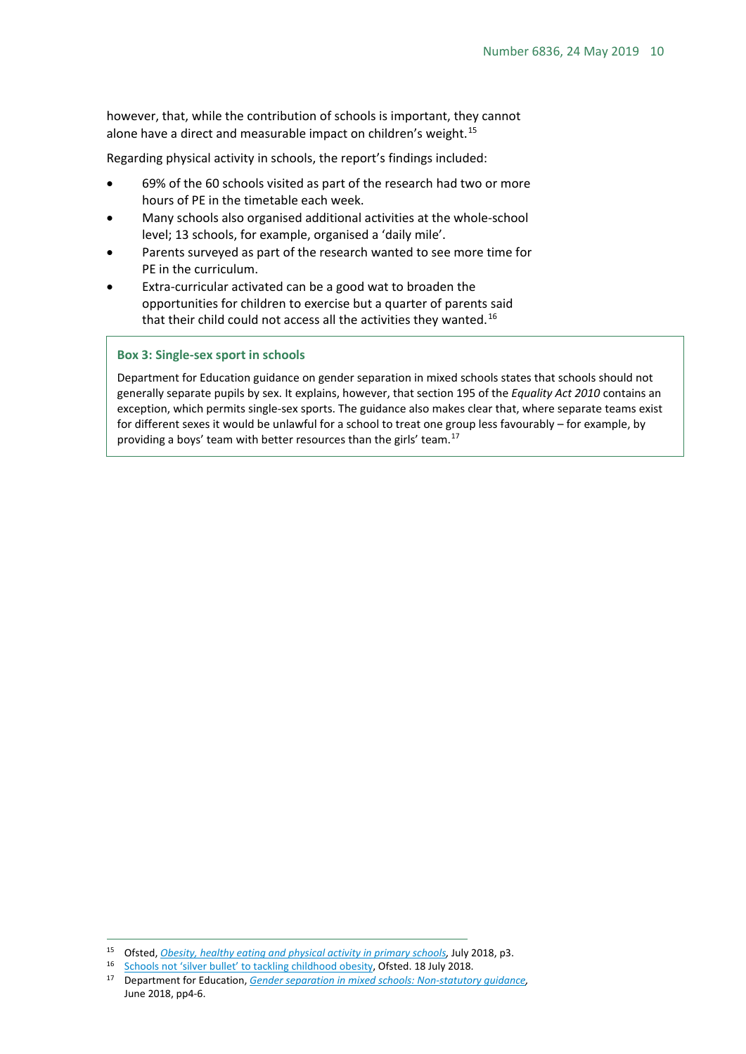however, that, while the contribution of schools is important, they cannot alone have a direct and measurable impact on children's weight.[15]

Regarding physical activity in schools, the report's findings included:

- 69% of the 60 schools visited as part of the research had two or more hours of PE in the timetable each week.
- Many schools also organised additional activities at the whole-school level; 13 schools, for example, organised a 'daily mile'.
- Parents surveyed as part of the research wanted to see more time for PE in the curriculum.
- Extra-curricular activated can be a good wat to broaden the opportunities for children to exercise but a quarter of parents said that their child could not access all the activities they wanted.[16]

### Box 3: Single-sex sport in schools

Department for Education guidance on gender separation in mixed schools states that schools should not generally separate pupils by sex. It explains, however, that section 195 of the *Equality Act 2010* contains an exception, which permits single-sex sports. The guidance also makes clear that, where separate teams exist for different sexes it would be unlawful for a school to treat one group less favourably – for example, by providing a boys' team with better resources than the girls' team.[17]

---

[15] Ofsted, *Obesity, healthy eating and physical activity in primary schools*, July 2018, p3.

[16] Schools not 'silver bullet' to tackling childhood obesity, Ofsted. 18 July 2018.

[17] Department for Education, *Gender separation in mixed schools: Non-statutory guidance*, June 2018, pp4-6.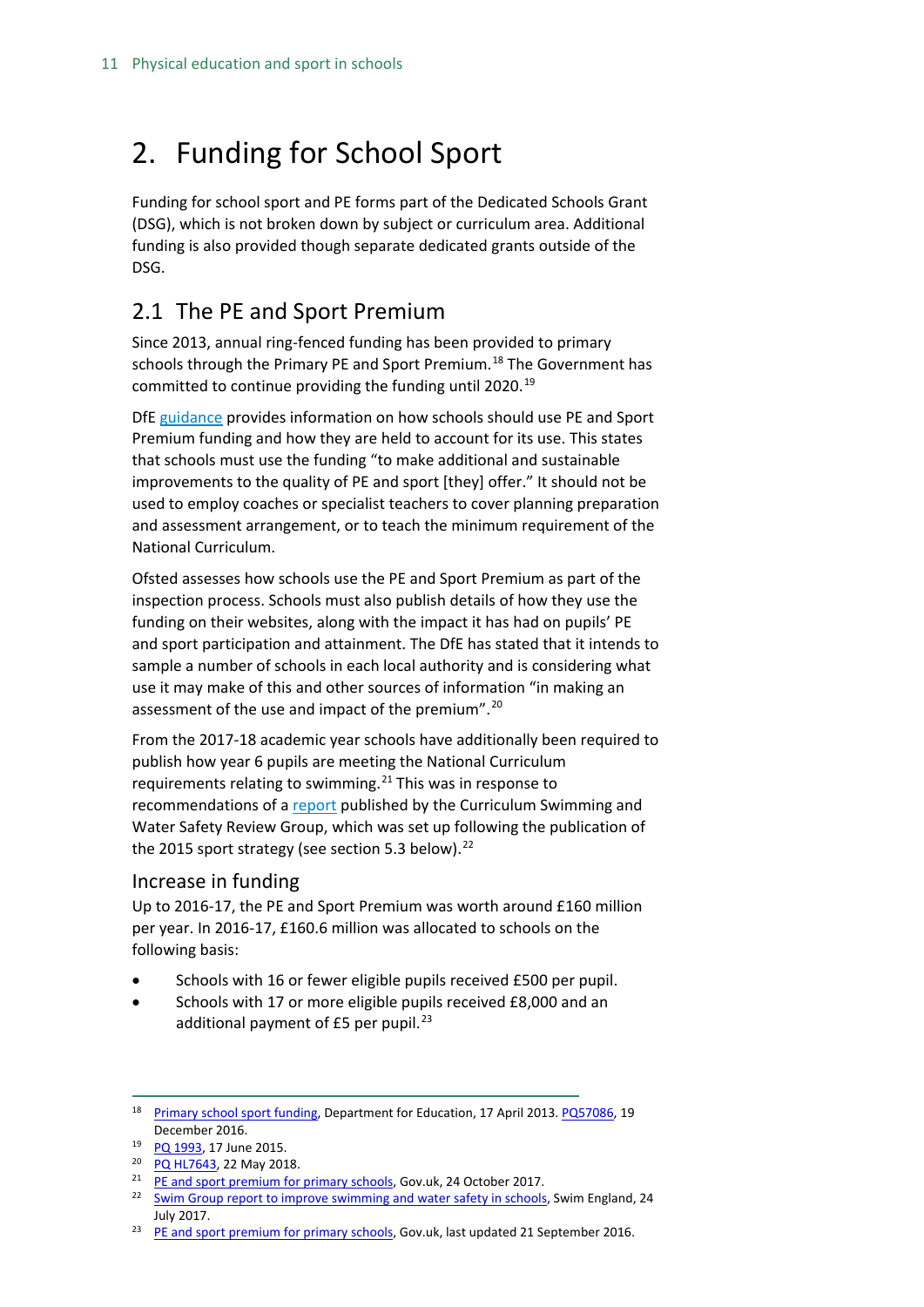# 2. Funding for School Sport

Funding for school sport and PE forms part of the Dedicated Schools Grant (DSG), which is not broken down by subject or curriculum area. Additional funding is also provided though separate dedicated grants outside of the DSG.

## 2.1 The PE and Sport Premium

Since 2013, annual ring-fenced funding has been provided to primary schools through the Primary PE and Sport Premium.[18] The Government has committed to continue providing the funding until 2020.[19]

DfE guidance provides information on how schools should use PE and Sport Premium funding and how they are held to account for its use. This states that schools must use the funding "to make additional and sustainable improvements to the quality of PE and sport [they] offer." It should not be used to employ coaches or specialist teachers to cover planning preparation and assessment arrangement, or to teach the minimum requirement of the National Curriculum.

Ofsted assesses how schools use the PE and Sport Premium as part of the inspection process. Schools must also publish details of how they use the funding on their websites, along with the impact it has had on pupils' PE and sport participation and attainment. The DfE has stated that it intends to sample a number of schools in each local authority and is considering what use it may make of this and other sources of information "in making an assessment of the use and impact of the premium".[20]

From the 2017-18 academic year schools have additionally been required to publish how year 6 pupils are meeting the National Curriculum requirements relating to swimming.[21] This was in response to recommendations of a report published by the Curriculum Swimming and Water Safety Review Group, which was set up following the publication of the 2015 sport strategy (see section 5.3 below).[22]

### Increase in funding

Up to 2016-17, the PE and Sport Premium was worth around £160 million per year. In 2016-17, £160.6 million was allocated to schools on the following basis:

- Schools with 16 or fewer eligible pupils received £500 per pupil.
- Schools with 17 or more eligible pupils received £8,000 and an additional payment of £5 per pupil.[23]

---

[18] Primary school sport funding, Department for Education, 17 April 2013. PQ57086, 19 December 2016.

[19] PQ 1993, 17 June 2015.

[20] PQ HL7643, 22 May 2018.

[21] PE and sport premium for primary schools, Gov.uk, 24 October 2017.

[22] Swim Group report to improve swimming and water safety in schools, Swim England, 24 July 2017.

[23] PE and sport premium for primary schools, Gov.uk, last updated 21 September 2016.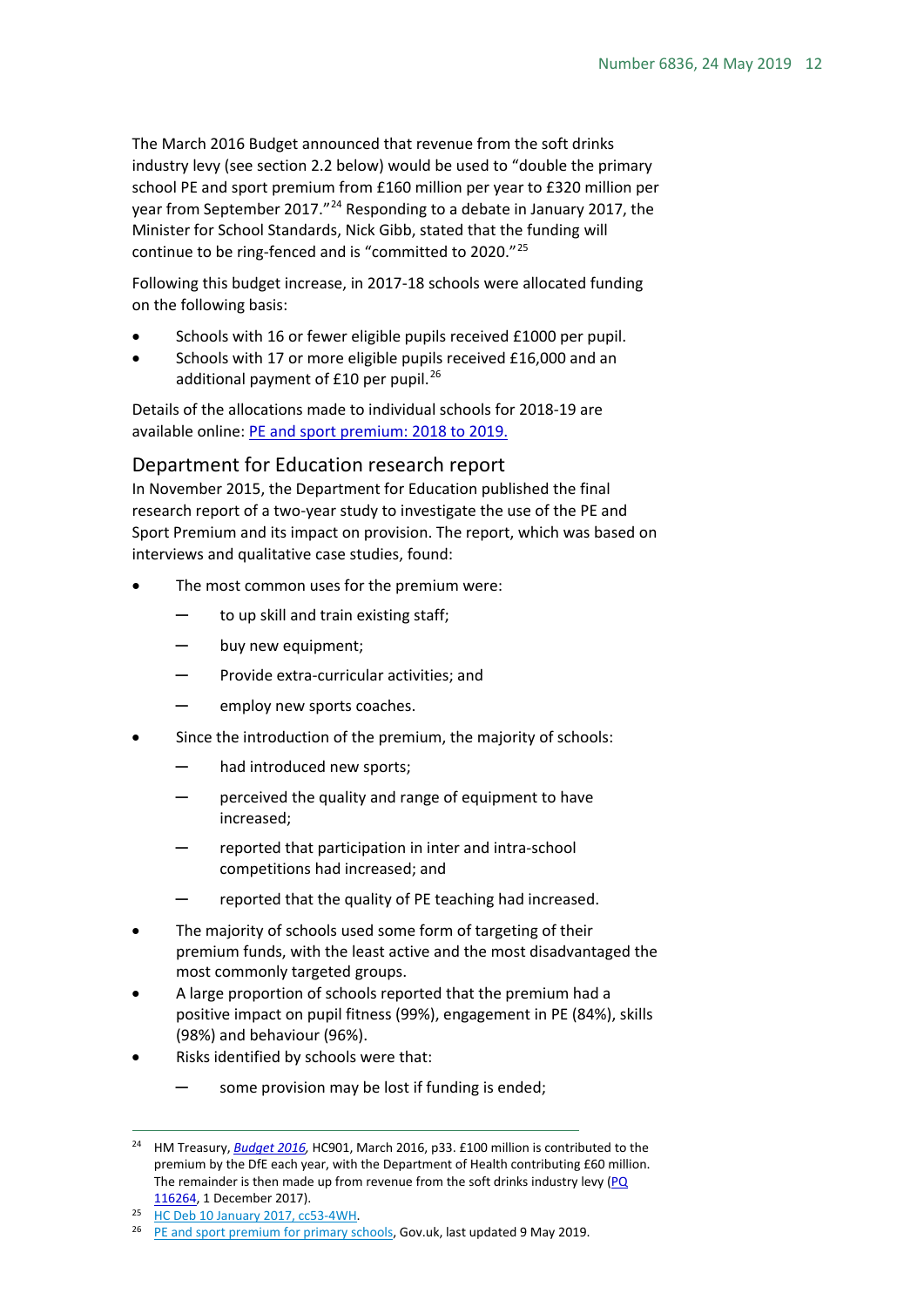The March 2016 Budget announced that revenue from the soft drinks industry levy (see section 2.2 below) would be used to "double the primary school PE and sport premium from £160 million per year to £320 million per year from September 2017."[24] Responding to a debate in January 2017, the Minister for School Standards, Nick Gibb, stated that the funding will continue to be ring-fenced and is "committed to 2020."[25]

Following this budget increase, in 2017-18 schools were allocated funding on the following basis:

- Schools with 16 or fewer eligible pupils received £1000 per pupil.
- Schools with 17 or more eligible pupils received £16,000 and an additional payment of £10 per pupil.[26]

Details of the allocations made to individual schools for 2018-19 are available online: [PE and sport premium: 2018 to 2019.]()

### Department for Education research report

In November 2015, the Department for Education published the final research report of a two-year study to investigate the use of the PE and Sport Premium and its impact on provision. The report, which was based on interviews and qualitative case studies, found:

- The most common uses for the premium were:
  - to up skill and train existing staff;
  - buy new equipment;
  - Provide extra-curricular activities; and
  - employ new sports coaches.
- Since the introduction of the premium, the majority of schools:
  - had introduced new sports;
  - perceived the quality and range of equipment to have increased;
  - reported that participation in inter and intra-school competitions had increased; and
  - reported that the quality of PE teaching had increased.
- The majority of schools used some form of targeting of their premium funds, with the least active and the most disadvantaged the most commonly targeted groups.
- A large proportion of schools reported that the premium had a positive impact on pupil fitness (99%), engagement in PE (84%), skills (98%) and behaviour (96%).
- Risks identified by schools were that:
  - some provision may be lost if funding is ended;

---

[24] HM Treasury, *Budget 2016*, HC901, March 2016, p33. £100 million is contributed to the premium by the DfE each year, with the Department of Health contributing £60 million. The remainder is then made up from revenue from the soft drinks industry levy (PQ 116264, 1 December 2017).

[25] HC Deb 10 January 2017, cc53-4WH.

[26] PE and sport premium for primary schools, Gov.uk, last updated 9 May 2019.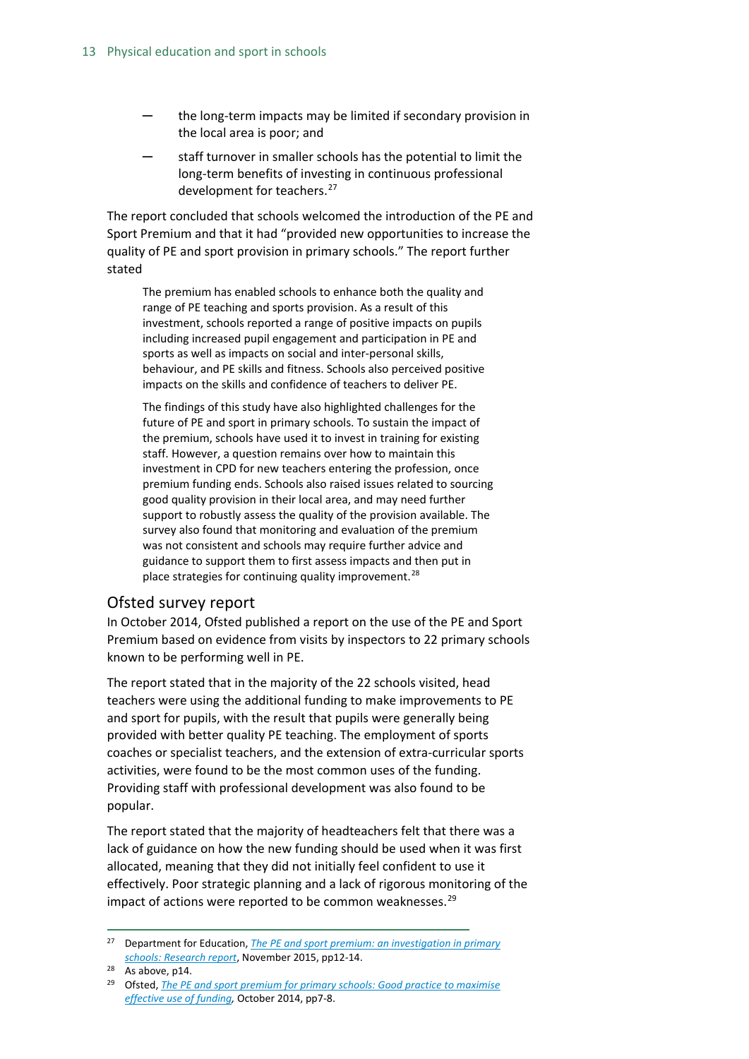- the long-term impacts may be limited if secondary provision in the local area is poor; and
- staff turnover in smaller schools has the potential to limit the long-term benefits of investing in continuous professional development for teachers.[27]

The report concluded that schools welcomed the introduction of the PE and Sport Premium and that it had "provided new opportunities to increase the quality of PE and sport provision in primary schools." The report further stated

> The premium has enabled schools to enhance both the quality and range of PE teaching and sports provision. As a result of this investment, schools reported a range of positive impacts on pupils including increased pupil engagement and participation in PE and sports as well as impacts on social and inter-personal skills, behaviour, and PE skills and fitness. Schools also perceived positive impacts on the skills and confidence of teachers to deliver PE.
>
> The findings of this study have also highlighted challenges for the future of PE and sport in primary schools. To sustain the impact of the premium, schools have used it to invest in training for existing staff. However, a question remains over how to maintain this investment in CPD for new teachers entering the profession, once premium funding ends. Schools also raised issues related to sourcing good quality provision in their local area, and may need further support to robustly assess the quality of the provision available. The survey also found that monitoring and evaluation of the premium was not consistent and schools may require further advice and guidance to support them to first assess impacts and then put in place strategies for continuing quality improvement.[28]

## Ofsted survey report

In October 2014, Ofsted published a report on the use of the PE and Sport Premium based on evidence from visits by inspectors to 22 primary schools known to be performing well in PE.

The report stated that in the majority of the 22 schools visited, head teachers were using the additional funding to make improvements to PE and sport for pupils, with the result that pupils were generally being provided with better quality PE teaching. The employment of sports coaches or specialist teachers, and the extension of extra-curricular sports activities, were found to be the most common uses of the funding. Providing staff with professional development was also found to be popular.

The report stated that the majority of headteachers felt that there was a lack of guidance on how the new funding should be used when it was first allocated, meaning that they did not initially feel confident to use it effectively. Poor strategic planning and a lack of rigorous monitoring of the impact of actions were reported to be common weaknesses.[29]

---

[27] Department for Education, *The PE and sport premium: an investigation in primary schools: Research report*, November 2015, pp12-14.

[28] As above, p14.

[29] Ofsted, *The PE and sport premium for primary schools: Good practice to maximise effective use of funding*, October 2014, pp7-8.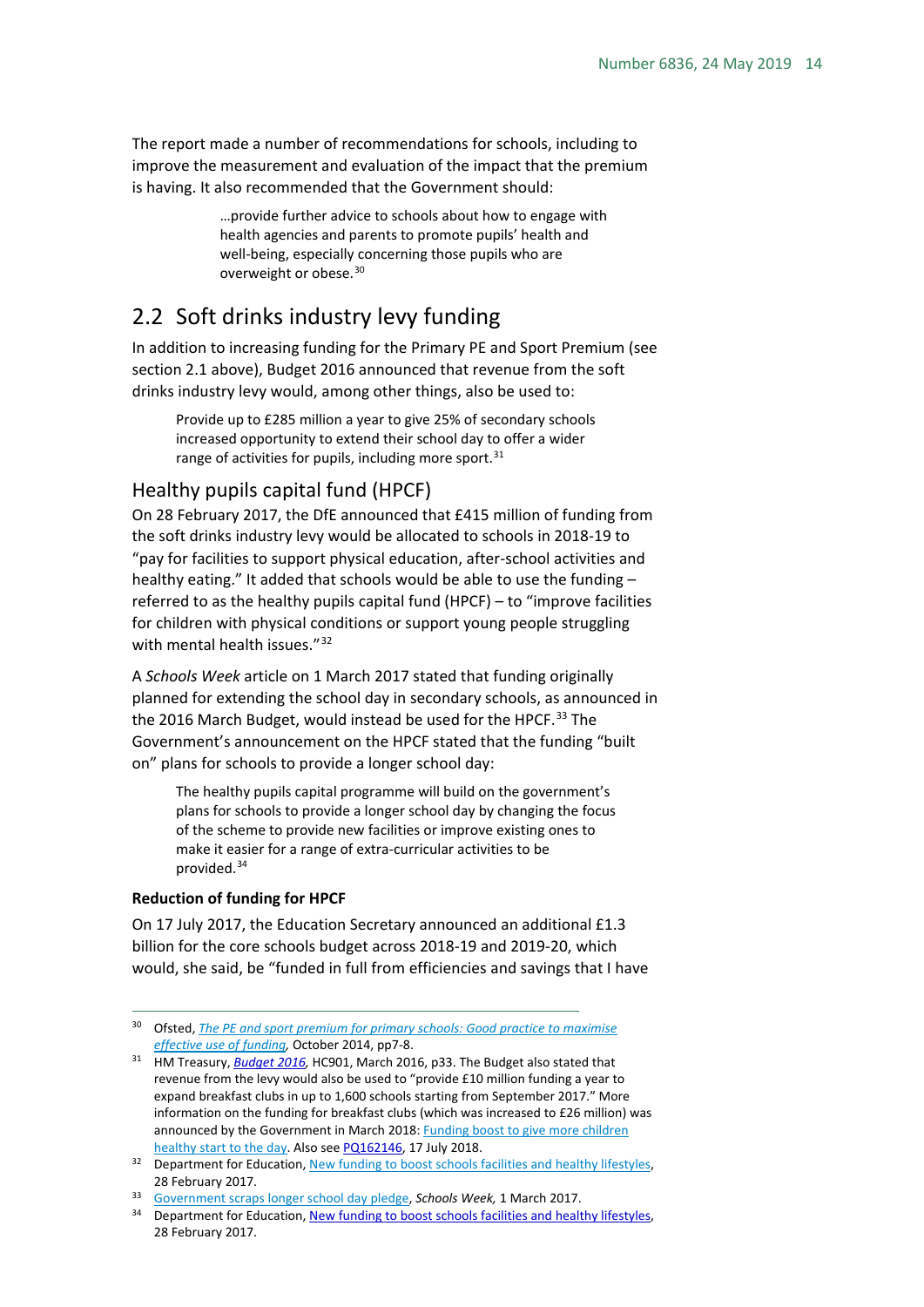The report made a number of recommendations for schools, including to improve the measurement and evaluation of the impact that the premium is having. It also recommended that the Government should:

> …provide further advice to schools about how to engage with health agencies and parents to promote pupils' health and well-being, especially concerning those pupils who are overweight or obese.[30]

## 2.2 Soft drinks industry levy funding

In addition to increasing funding for the Primary PE and Sport Premium (see section 2.1 above), Budget 2016 announced that revenue from the soft drinks industry levy would, among other things, also be used to:

> Provide up to £285 million a year to give 25% of secondary schools increased opportunity to extend their school day to offer a wider range of activities for pupils, including more sport.[31]

### Healthy pupils capital fund (HPCF)

On 28 February 2017, the DfE announced that £415 million of funding from the soft drinks industry levy would be allocated to schools in 2018-19 to "pay for facilities to support physical education, after-school activities and healthy eating." It added that schools would be able to use the funding – referred to as the healthy pupils capital fund (HPCF) – to "improve facilities for children with physical conditions or support young people struggling with mental health issues."[32]

A *Schools Week* article on 1 March 2017 stated that funding originally planned for extending the school day in secondary schools, as announced in the 2016 March Budget, would instead be used for the HPCF.[33] The Government's announcement on the HPCF stated that the funding "built on" plans for schools to provide a longer school day:

> The healthy pupils capital programme will build on the government's plans for schools to provide a longer school day by changing the focus of the scheme to provide new facilities or improve existing ones to make it easier for a range of extra-curricular activities to be provided.[34]

**Reduction of funding for HPCF**

On 17 July 2017, the Education Secretary announced an additional £1.3 billion for the core schools budget across 2018-19 and 2019-20, which would, she said, be "funded in full from efficiencies and savings that I have

---

[30] Ofsted, *The PE and sport premium for primary schools: Good practice to maximise effective use of funding*, October 2014, pp7-8.

[31] HM Treasury, *Budget 2016*, HC901, March 2016, p33. The Budget also stated that revenue from the levy would also be used to "provide £10 million funding a year to expand breakfast clubs in up to 1,600 schools starting from September 2017." More information on the funding for breakfast clubs (which was increased to £26 million) was announced by the Government in March 2018: Funding boost to give more children healthy start to the day. Also see PQ162146, 17 July 2018.

[32] Department for Education, New funding to boost schools facilities and healthy lifestyles, 28 February 2017.

[33] Government scraps longer school day pledge, *Schools Week,* 1 March 2017.

[34] Department for Education, New funding to boost schools facilities and healthy lifestyles, 28 February 2017.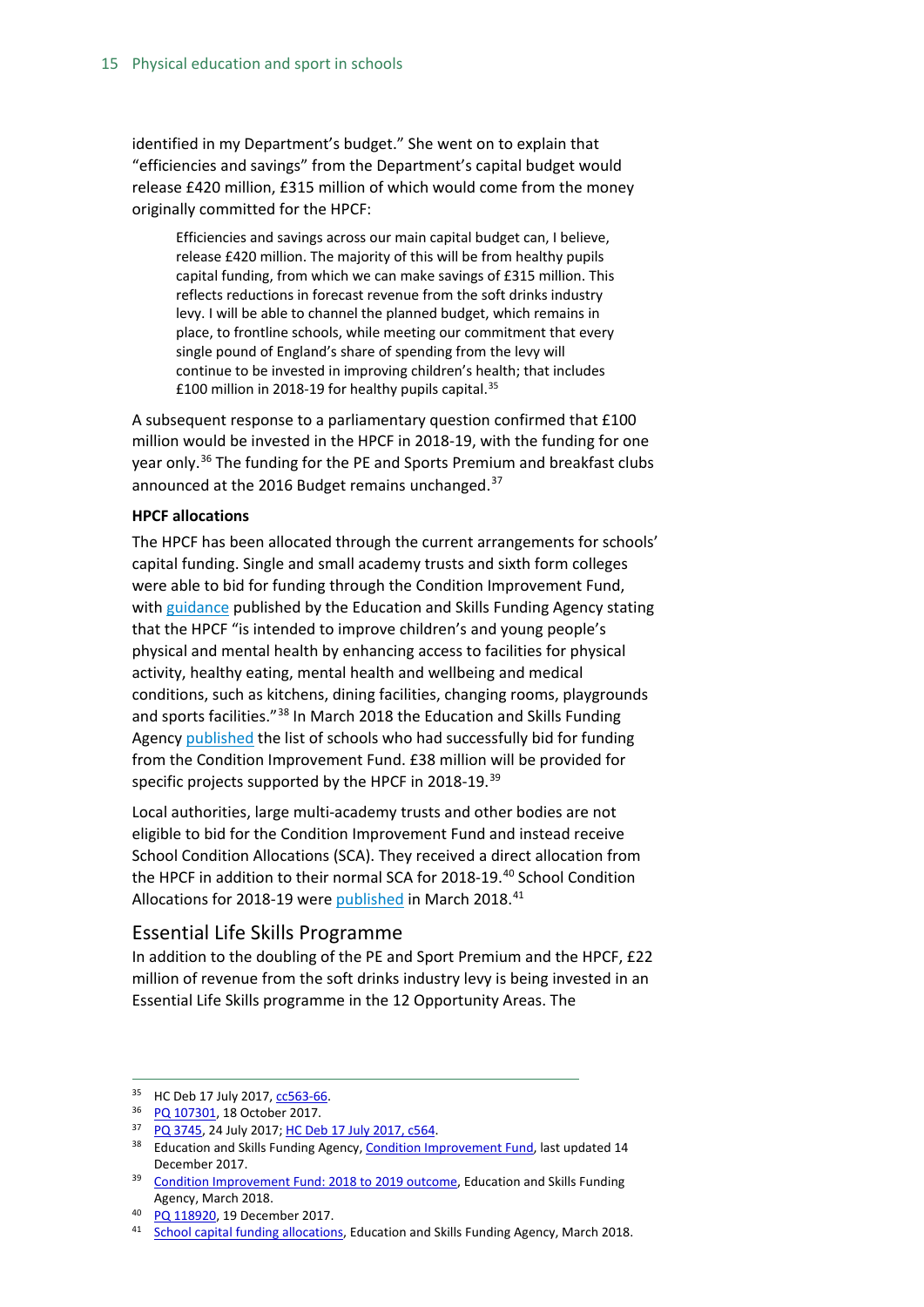identified in my Department's budget." She went on to explain that "efficiencies and savings" from the Department's capital budget would release £420 million, £315 million of which would come from the money originally committed for the HPCF:

> Efficiencies and savings across our main capital budget can, I believe, release £420 million. The majority of this will be from healthy pupils capital funding, from which we can make savings of £315 million. This reflects reductions in forecast revenue from the soft drinks industry levy. I will be able to channel the planned budget, which remains in place, to frontline schools, while meeting our commitment that every single pound of England's share of spending from the levy will continue to be invested in improving children's health; that includes £100 million in 2018-19 for healthy pupils capital.[35]

A subsequent response to a parliamentary question confirmed that £100 million would be invested in the HPCF in 2018-19, with the funding for one year only.[36] The funding for the PE and Sports Premium and breakfast clubs announced at the 2016 Budget remains unchanged.[37]

**HPCF allocations**

The HPCF has been allocated through the current arrangements for schools' capital funding. Single and small academy trusts and sixth form colleges were able to bid for funding through the Condition Improvement Fund, with guidance published by the Education and Skills Funding Agency stating that the HPCF "is intended to improve children's and young people's physical and mental health by enhancing access to facilities for physical activity, healthy eating, mental health and wellbeing and medical conditions, such as kitchens, dining facilities, changing rooms, playgrounds and sports facilities."[38] In March 2018 the Education and Skills Funding Agency published the list of schools who had successfully bid for funding from the Condition Improvement Fund. £38 million will be provided for specific projects supported by the HPCF in 2018-19.[39]

Local authorities, large multi-academy trusts and other bodies are not eligible to bid for the Condition Improvement Fund and instead receive School Condition Allocations (SCA). They received a direct allocation from the HPCF in addition to their normal SCA for 2018-19.[40] School Condition Allocations for 2018-19 were published in March 2018.[41]

## Essential Life Skills Programme

In addition to the doubling of the PE and Sport Premium and the HPCF, £22 million of revenue from the soft drinks industry levy is being invested in an Essential Life Skills programme in the 12 Opportunity Areas. The

---

[35] HC Deb 17 July 2017, cc563-66.

[36] PQ 107301, 18 October 2017.

[37] PQ 3745, 24 July 2017; HC Deb 17 July 2017, c564.

[38] Education and Skills Funding Agency, Condition Improvement Fund, last updated 14 December 2017.

[39] Condition Improvement Fund: 2018 to 2019 outcome, Education and Skills Funding Agency, March 2018.

[40] PQ 118920, 19 December 2017.

[41] School capital funding allocations, Education and Skills Funding Agency, March 2018.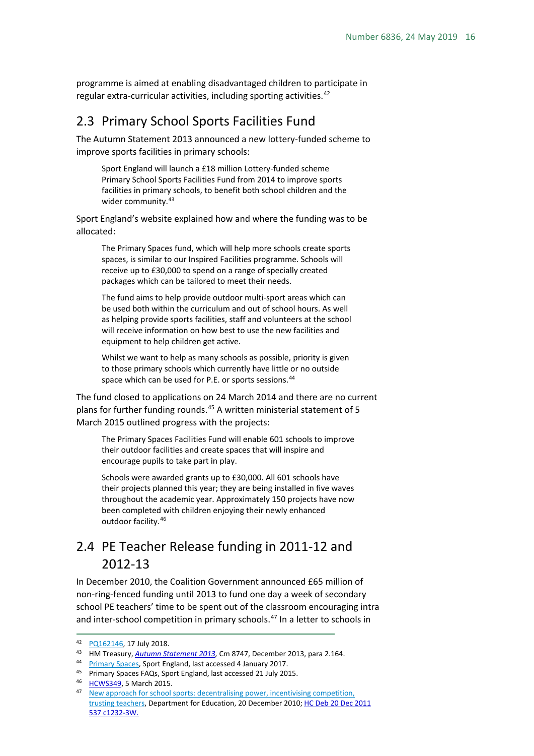programme is aimed at enabling disadvantaged children to participate in regular extra-curricular activities, including sporting activities.[42]

## 2.3 Primary School Sports Facilities Fund

The Autumn Statement 2013 announced a new lottery-funded scheme to improve sports facilities in primary schools:

> Sport England will launch a £18 million Lottery-funded scheme Primary School Sports Facilities Fund from 2014 to improve sports facilities in primary schools, to benefit both school children and the wider community.[43]

Sport England's website explained how and where the funding was to be allocated:

> The Primary Spaces fund, which will help more schools create sports spaces, is similar to our Inspired Facilities programme. Schools will receive up to £30,000 to spend on a range of specially created packages which can be tailored to meet their needs.
>
> The fund aims to help provide outdoor multi-sport areas which can be used both within the curriculum and out of school hours. As well as helping provide sports facilities, staff and volunteers at the school will receive information on how best to use the new facilities and equipment to help children get active.
>
> Whilst we want to help as many schools as possible, priority is given to those primary schools which currently have little or no outside space which can be used for P.E. or sports sessions.[44]

The fund closed to applications on 24 March 2014 and there are no current plans for further funding rounds.[45] A written ministerial statement of 5 March 2015 outlined progress with the projects:

> The Primary Spaces Facilities Fund will enable 601 schools to improve their outdoor facilities and create spaces that will inspire and encourage pupils to take part in play.
>
> Schools were awarded grants up to £30,000. All 601 schools have their projects planned this year; they are being installed in five waves throughout the academic year. Approximately 150 projects have now been completed with children enjoying their newly enhanced outdoor facility.[46]

## 2.4 PE Teacher Release funding in 2011-12 and 2012-13

In December 2010, the Coalition Government announced £65 million of non-ring-fenced funding until 2013 to fund one day a week of secondary school PE teachers' time to be spent out of the classroom encouraging intra and inter-school competition in primary schools.[47] In a letter to schools in

---

[42] PQ162146, 17 July 2018.

[43] HM Treasury, *Autumn Statement 2013*, Cm 8747, December 2013, para 2.164.

[44] Primary Spaces, Sport England, last accessed 4 January 2017.

[45] Primary Spaces FAQs, Sport England, last accessed 21 July 2015.

[46] HCWS349, 5 March 2015.

[47] New approach for school sports: decentralising power, incentivising competition, trusting teachers, Department for Education, 20 December 2010; HC Deb 20 Dec 2011 537 c1232-3W.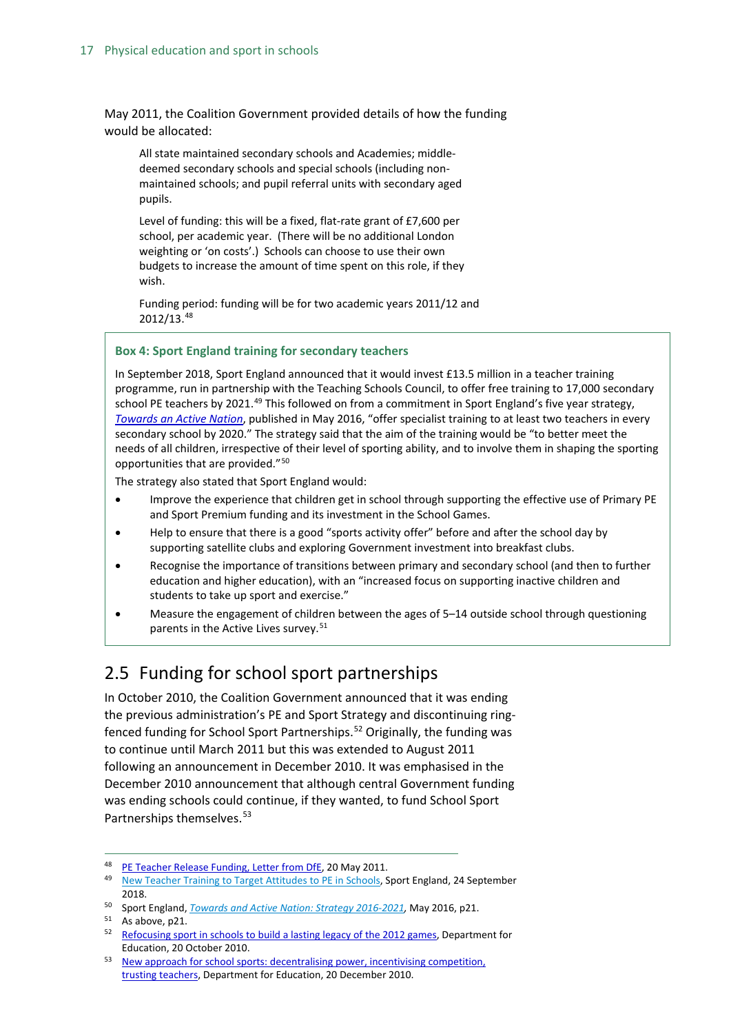May 2011, the Coalition Government provided details of how the funding would be allocated:

> All state maintained secondary schools and Academies; middle-deemed secondary schools and special schools (including non-maintained schools; and pupil referral units with secondary aged pupils.
>
> Level of funding: this will be a fixed, flat-rate grant of £7,600 per school, per academic year. (There will be no additional London weighting or 'on costs'.) Schools can choose to use their own budgets to increase the amount of time spent on this role, if they wish.
>
> Funding period: funding will be for two academic years 2011/12 and 2012/13.[48]

**Box 4: Sport England training for secondary teachers**

In September 2018, Sport England announced that it would invest £13.5 million in a teacher training programme, run in partnership with the Teaching Schools Council, to offer free training to 17,000 secondary school PE teachers by 2021.[49] This followed on from a commitment in Sport England's five year strategy, *Towards an Active Nation*, published in May 2016, "offer specialist training to at least two teachers in every secondary school by 2020." The strategy said that the aim of the training would be "to better meet the needs of all children, irrespective of their level of sporting ability, and to involve them in shaping the sporting opportunities that are provided."[50]

The strategy also stated that Sport England would:

- Improve the experience that children get in school through supporting the effective use of Primary PE and Sport Premium funding and its investment in the School Games.
- Help to ensure that there is a good "sports activity offer" before and after the school day by supporting satellite clubs and exploring Government investment into breakfast clubs.
- Recognise the importance of transitions between primary and secondary school (and then to further education and higher education), with an "increased focus on supporting inactive children and students to take up sport and exercise."
- Measure the engagement of children between the ages of 5–14 outside school through questioning parents in the Active Lives survey.[51]

## 2.5 Funding for school sport partnerships

In October 2010, the Coalition Government announced that it was ending the previous administration's PE and Sport Strategy and discontinuing ring-fenced funding for School Sport Partnerships.[52] Originally, the funding was to continue until March 2011 but this was extended to August 2011 following an announcement in December 2010. It was emphasised in the December 2010 announcement that although central Government funding was ending schools could continue, if they wanted, to fund School Sport Partnerships themselves.[53]

---

[48] PE Teacher Release Funding, Letter from DfE, 20 May 2011.

[49] New Teacher Training to Target Attitudes to PE in Schools, Sport England, 24 September 2018.

[50] Sport England, *Towards and Active Nation: Strategy 2016-2021*, May 2016, p21.

[51] As above, p21.

[52] Refocusing sport in schools to build a lasting legacy of the 2012 games, Department for Education, 20 October 2010.

[53] New approach for school sports: decentralising power, incentivising competition, trusting teachers, Department for Education, 20 December 2010.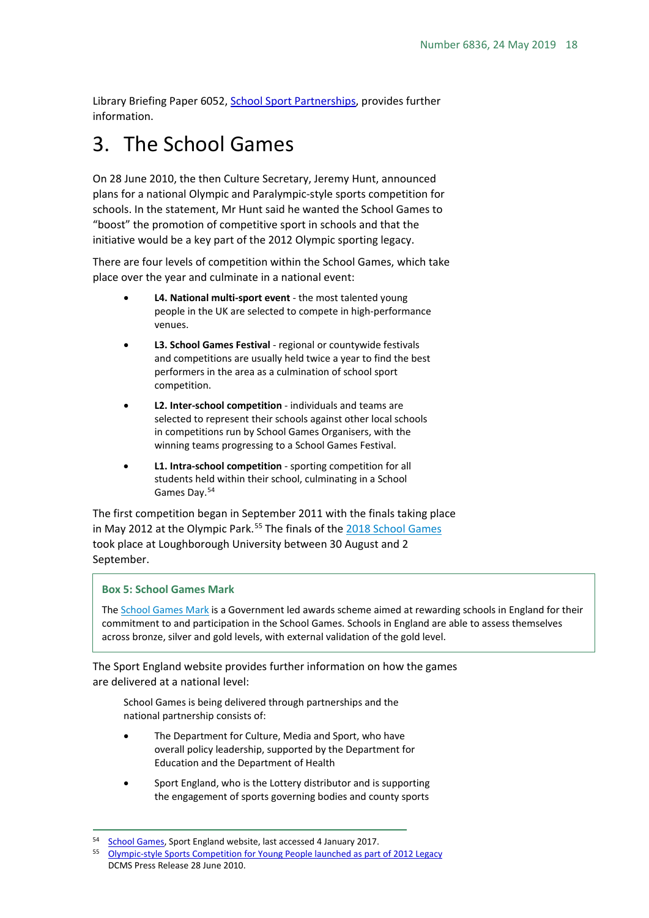Library Briefing Paper 6052, School Sport Partnerships, provides further information.

# 3. The School Games

On 28 June 2010, the then Culture Secretary, Jeremy Hunt, announced plans for a national Olympic and Paralympic-style sports competition for schools. In the statement, Mr Hunt said he wanted the School Games to "boost" the promotion of competitive sport in schools and that the initiative would be a key part of the 2012 Olympic sporting legacy.

There are four levels of competition within the School Games, which take place over the year and culminate in a national event:

- **L4. National multi-sport event** - the most talented young people in the UK are selected to compete in high-performance venues.
- **L3. School Games Festival** - regional or countywide festivals and competitions are usually held twice a year to find the best performers in the area as a culmination of school sport competition.
- **L2. Inter-school competition** - individuals and teams are selected to represent their schools against other local schools in competitions run by School Games Organisers, with the winning teams progressing to a School Games Festival.
- **L1. Intra-school competition** - sporting competition for all students held within their school, culminating in a School Games Day.[54]

The first competition began in September 2011 with the finals taking place in May 2012 at the Olympic Park.[55] The finals of the 2018 School Games took place at Loughborough University between 30 August and 2 September.

> **Box 5: School Games Mark**
>
> The School Games Mark is a Government led awards scheme aimed at rewarding schools in England for their commitment to and participation in the School Games. Schools in England are able to assess themselves across bronze, silver and gold levels, with external validation of the gold level.

The Sport England website provides further information on how the games are delivered at a national level:

> School Games is being delivered through partnerships and the national partnership consists of:
>
> - The Department for Culture, Media and Sport, who have overall policy leadership, supported by the Department for Education and the Department of Health
> - Sport England, who is the Lottery distributor and is supporting the engagement of sports governing bodies and county sports

---

[54] School Games, Sport England website, last accessed 4 January 2017.

[55] Olympic-style Sports Competition for Young People launched as part of 2012 Legacy DCMS Press Release 28 June 2010.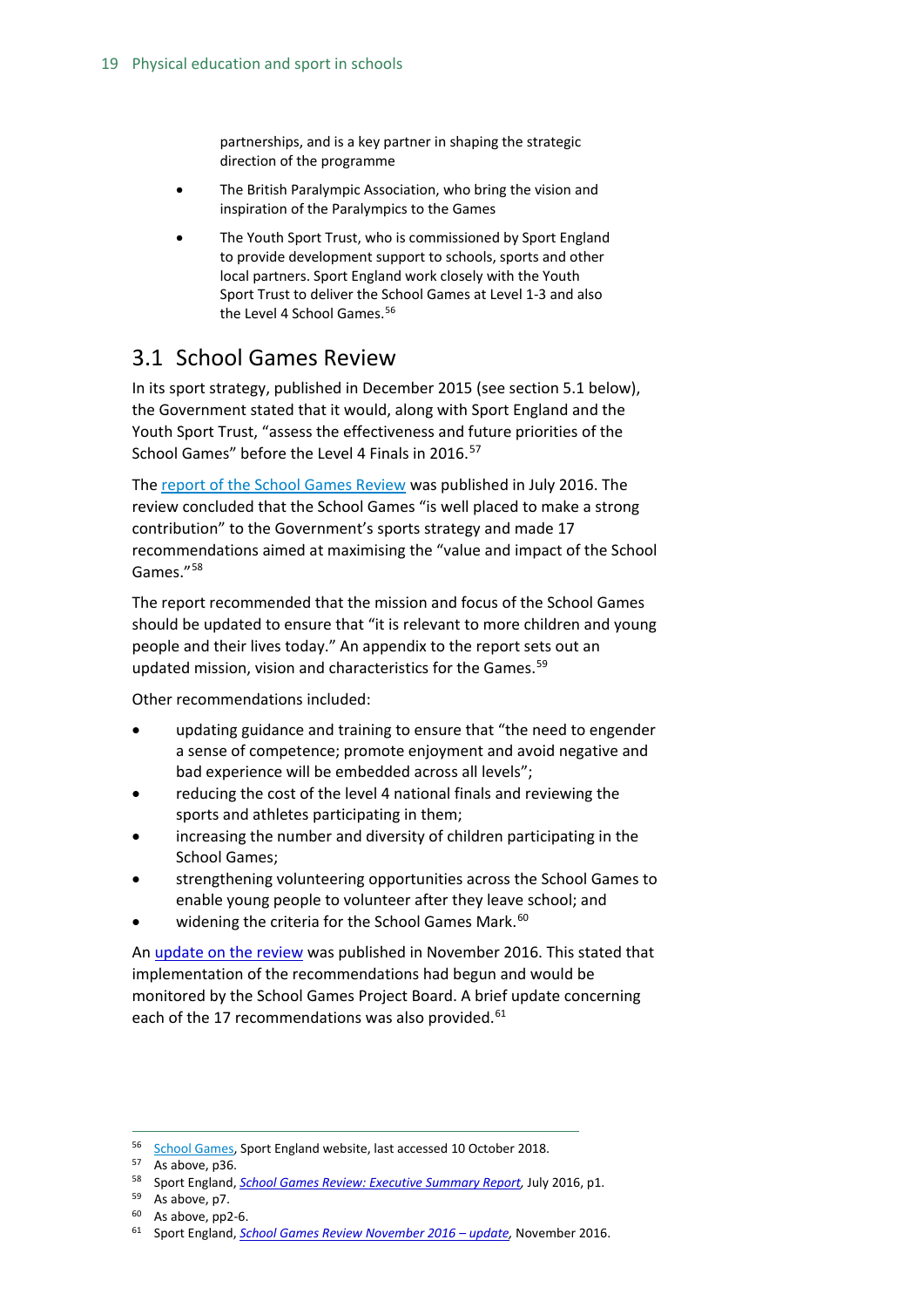partnerships, and is a key partner in shaping the strategic direction of the programme

- The British Paralympic Association, who bring the vision and inspiration of the Paralympics to the Games
- The Youth Sport Trust, who is commissioned by Sport England to provide development support to schools, sports and other local partners. Sport England work closely with the Youth Sport Trust to deliver the School Games at Level 1-3 and also the Level 4 School Games.[56]

## 3.1 School Games Review

In its sport strategy, published in December 2015 (see section 5.1 below), the Government stated that it would, along with Sport England and the Youth Sport Trust, "assess the effectiveness and future priorities of the School Games" before the Level 4 Finals in 2016.[57]

The report of the School Games Review was published in July 2016. The review concluded that the School Games "is well placed to make a strong contribution" to the Government's sports strategy and made 17 recommendations aimed at maximising the "value and impact of the School Games."[58]

The report recommended that the mission and focus of the School Games should be updated to ensure that "it is relevant to more children and young people and their lives today." An appendix to the report sets out an updated mission, vision and characteristics for the Games.[59]

Other recommendations included:

- updating guidance and training to ensure that "the need to engender a sense of competence; promote enjoyment and avoid negative and bad experience will be embedded across all levels";
- reducing the cost of the level 4 national finals and reviewing the sports and athletes participating in them;
- increasing the number and diversity of children participating in the School Games;
- strengthening volunteering opportunities across the School Games to enable young people to volunteer after they leave school; and
- widening the criteria for the School Games Mark.[60]

An update on the review was published in November 2016. This stated that implementation of the recommendations had begun and would be monitored by the School Games Project Board. A brief update concerning each of the 17 recommendations was also provided.[61]

---

[56] School Games, Sport England website, last accessed 10 October 2018.
[57] As above, p36.
[58] Sport England, *School Games Review: Executive Summary Report*, July 2016, p1.
[59] As above, p7.
[60] As above, pp2-6.
[61] Sport England, *School Games Review November 2016 – update*, November 2016.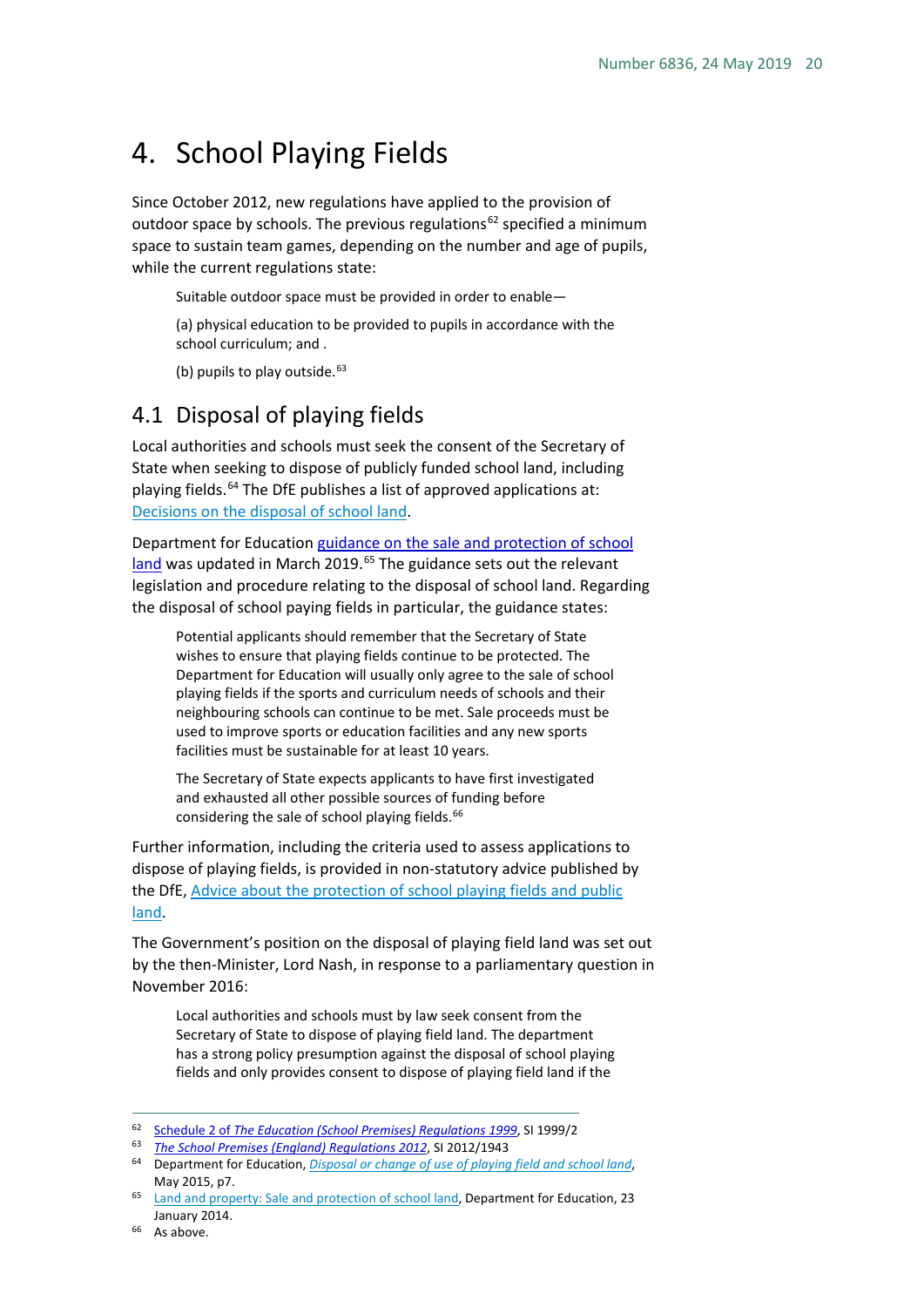# 4. School Playing Fields

Since October 2012, new regulations have applied to the provision of outdoor space by schools. The previous regulations[62] specified a minimum space to sustain team games, depending on the number and age of pupils, while the current regulations state:

> Suitable outdoor space must be provided in order to enable—
>
> (a) physical education to be provided to pupils in accordance with the school curriculum; and .
>
> (b) pupils to play outside.[63]

## 4.1 Disposal of playing fields

Local authorities and schools must seek the consent of the Secretary of State when seeking to dispose of publicly funded school land, including playing fields.[64] The DfE publishes a list of approved applications at: Decisions on the disposal of school land.

Department for Education guidance on the sale and protection of school land was updated in March 2019.[65] The guidance sets out the relevant legislation and procedure relating to the disposal of school land. Regarding the disposal of school paying fields in particular, the guidance states:

> Potential applicants should remember that the Secretary of State wishes to ensure that playing fields continue to be protected. The Department for Education will usually only agree to the sale of school playing fields if the sports and curriculum needs of schools and their neighbouring schools can continue to be met. Sale proceeds must be used to improve sports or education facilities and any new sports facilities must be sustainable for at least 10 years.
>
> The Secretary of State expects applicants to have first investigated and exhausted all other possible sources of funding before considering the sale of school playing fields.[66]

Further information, including the criteria used to assess applications to dispose of playing fields, is provided in non-statutory advice published by the DfE, Advice about the protection of school playing fields and public land.

The Government's position on the disposal of playing field land was set out by the then-Minister, Lord Nash, in response to a parliamentary question in November 2016:

> Local authorities and schools must by law seek consent from the Secretary of State to dispose of playing field land. The department has a strong policy presumption against the disposal of school playing fields and only provides consent to dispose of playing field land if the

---

[62] Schedule 2 of *The Education (School Premises) Regulations 1999*, SI 1999/2

[63] *The School Premises (England) Regulations 2012*, SI 2012/1943

[64] Department for Education, *Disposal or change of use of playing field and school land*, May 2015, p7.

[65] Land and property: Sale and protection of school land, Department for Education, 23 January 2014.

[66] As above.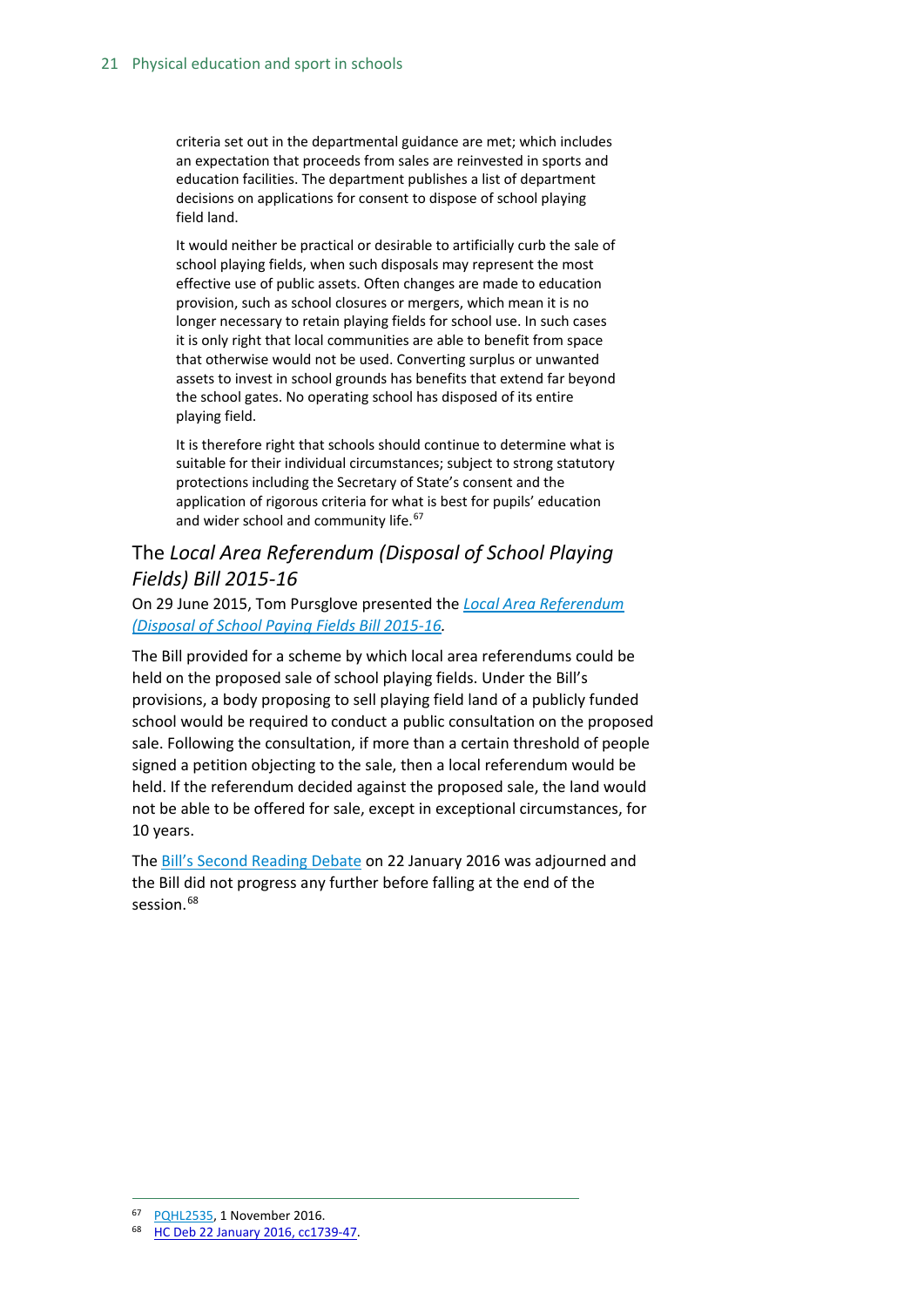> criteria set out in the departmental guidance are met; which includes an expectation that proceeds from sales are reinvested in sports and education facilities. The department publishes a list of department decisions on applications for consent to dispose of school playing field land.
>
> It would neither be practical or desirable to artificially curb the sale of school playing fields, when such disposals may represent the most effective use of public assets. Often changes are made to education provision, such as school closures or mergers, which mean it is no longer necessary to retain playing fields for school use. In such cases it is only right that local communities are able to benefit from space that otherwise would not be used. Converting surplus or unwanted assets to invest in school grounds has benefits that extend far beyond the school gates. No operating school has disposed of its entire playing field.
>
> It is therefore right that schools should continue to determine what is suitable for their individual circumstances; subject to strong statutory protections including the Secretary of State's consent and the application of rigorous criteria for what is best for pupils' education and wider school and community life.[67]

## The *Local Area Referendum (Disposal of School Playing Fields) Bill 2015-16*

On 29 June 2015, Tom Pursglove presented the *Local Area Referendum (Disposal of School Paying Fields Bill 2015-16*.

The Bill provided for a scheme by which local area referendums could be held on the proposed sale of school playing fields. Under the Bill's provisions, a body proposing to sell playing field land of a publicly funded school would be required to conduct a public consultation on the proposed sale. Following the consultation, if more than a certain threshold of people signed a petition objecting to the sale, then a local referendum would be held. If the referendum decided against the proposed sale, the land would not be able to be offered for sale, except in exceptional circumstances, for 10 years.

The Bill's Second Reading Debate on 22 January 2016 was adjourned and the Bill did not progress any further before falling at the end of the session.[68]

---

[67] PQHL2535, 1 November 2016.

[68] HC Deb 22 January 2016, cc1739-47.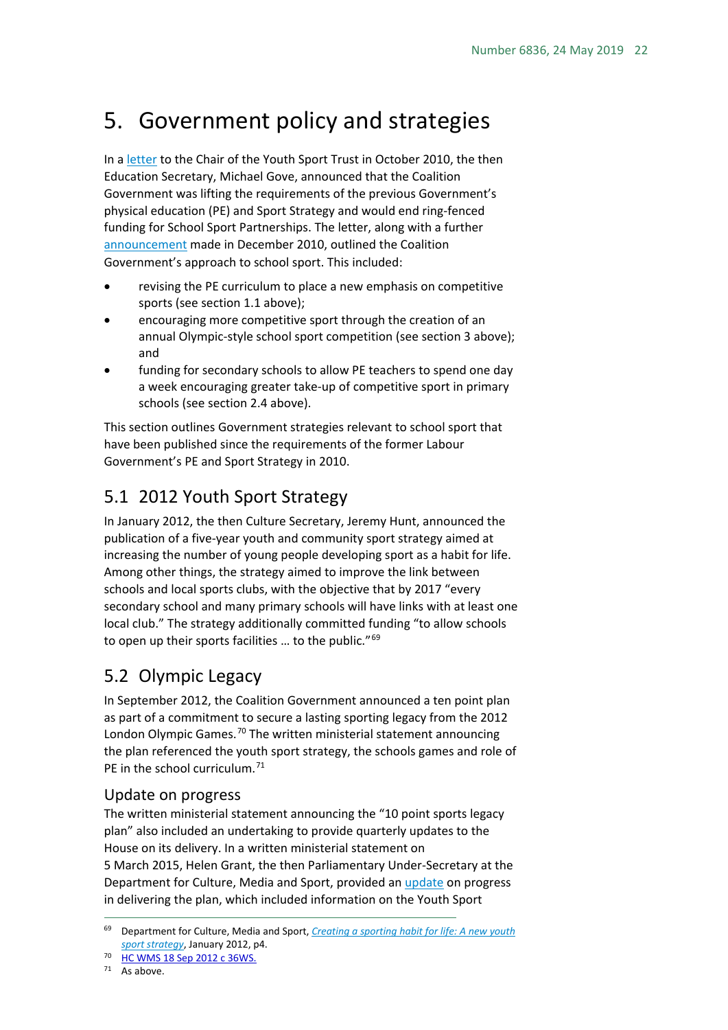# 5. Government policy and strategies

In a letter to the Chair of the Youth Sport Trust in October 2010, the then Education Secretary, Michael Gove, announced that the Coalition Government was lifting the requirements of the previous Government's physical education (PE) and Sport Strategy and would end ring-fenced funding for School Sport Partnerships. The letter, along with a further announcement made in December 2010, outlined the Coalition Government's approach to school sport. This included:

- revising the PE curriculum to place a new emphasis on competitive sports (see section 1.1 above);
- encouraging more competitive sport through the creation of an annual Olympic-style school sport competition (see section 3 above); and
- funding for secondary schools to allow PE teachers to spend one day a week encouraging greater take-up of competitive sport in primary schools (see section 2.4 above).

This section outlines Government strategies relevant to school sport that have been published since the requirements of the former Labour Government's PE and Sport Strategy in 2010.

## 5.1 2012 Youth Sport Strategy

In January 2012, the then Culture Secretary, Jeremy Hunt, announced the publication of a five-year youth and community sport strategy aimed at increasing the number of young people developing sport as a habit for life. Among other things, the strategy aimed to improve the link between schools and local sports clubs, with the objective that by 2017 "every secondary school and many primary schools will have links with at least one local club." The strategy additionally committed funding "to allow schools to open up their sports facilities … to the public."[69]

## 5.2 Olympic Legacy

In September 2012, the Coalition Government announced a ten point plan as part of a commitment to secure a lasting sporting legacy from the 2012 London Olympic Games.[70] The written ministerial statement announcing the plan referenced the youth sport strategy, the schools games and role of PE in the school curriculum.[71]

### Update on progress

The written ministerial statement announcing the "10 point sports legacy plan" also included an undertaking to provide quarterly updates to the House on its delivery. In a written ministerial statement on 5 March 2015, Helen Grant, the then Parliamentary Under-Secretary at the Department for Culture, Media and Sport, provided an update on progress in delivering the plan, which included information on the Youth Sport

---

69 Department for Culture, Media and Sport, *Creating a sporting habit for life: A new youth sport strategy*, January 2012, p4.

70 HC WMS 18 Sep 2012 c 36WS.

71 As above.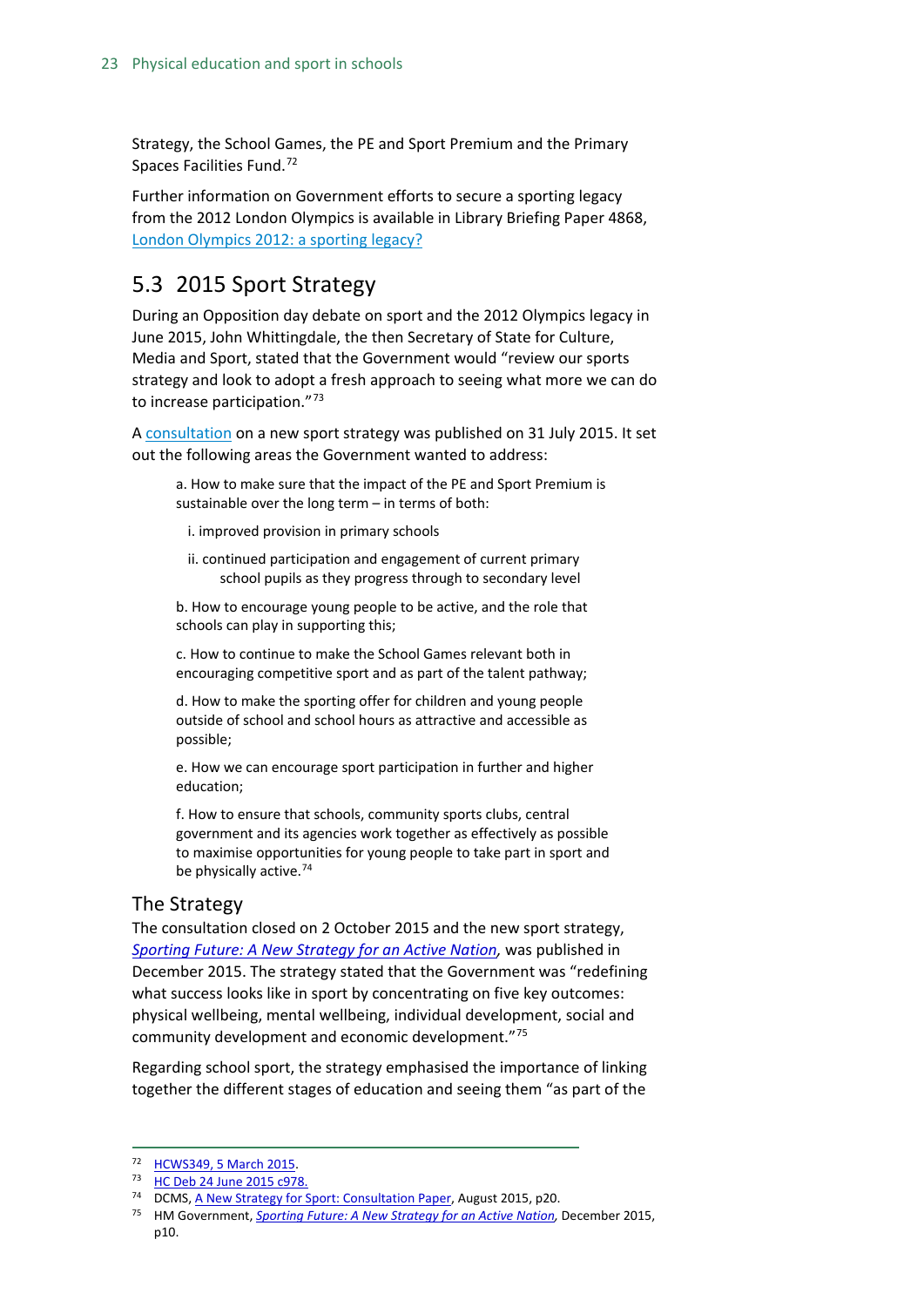Strategy, the School Games, the PE and Sport Premium and the Primary Spaces Facilities Fund.[72]

Further information on Government efforts to secure a sporting legacy from the 2012 London Olympics is available in Library Briefing Paper 4868, [London Olympics 2012: a sporting legacy?]

## 5.3 2015 Sport Strategy

During an Opposition day debate on sport and the 2012 Olympics legacy in June 2015, John Whittingdale, the then Secretary of State for Culture, Media and Sport, stated that the Government would "review our sports strategy and look to adopt a fresh approach to seeing what more we can do to increase participation."[73]

A consultation on a new sport strategy was published on 31 July 2015. It set out the following areas the Government wanted to address:

> a. How to make sure that the impact of the PE and Sport Premium is sustainable over the long term – in terms of both:
>
> i. improved provision in primary schools
>
> ii. continued participation and engagement of current primary school pupils as they progress through to secondary level
>
> b. How to encourage young people to be active, and the role that schools can play in supporting this;
>
> c. How to continue to make the School Games relevant both in encouraging competitive sport and as part of the talent pathway;
>
> d. How to make the sporting offer for children and young people outside of school and school hours as attractive and accessible as possible;
>
> e. How we can encourage sport participation in further and higher education;
>
> f. How to ensure that schools, community sports clubs, central government and its agencies work together as effectively as possible to maximise opportunities for young people to take part in sport and be physically active.[74]

### The Strategy

The consultation closed on 2 October 2015 and the new sport strategy, *Sporting Future: A New Strategy for an Active Nation,* was published in December 2015. The strategy stated that the Government was "redefining what success looks like in sport by concentrating on five key outcomes: physical wellbeing, mental wellbeing, individual development, social and community development and economic development."[75]

Regarding school sport, the strategy emphasised the importance of linking together the different stages of education and seeing them "as part of the

---

72 HCWS349, 5 March 2015.

73 HC Deb 24 June 2015 c978.

74 DCMS, A New Strategy for Sport: Consultation Paper, August 2015, p20.

75 HM Government, *Sporting Future: A New Strategy for an Active Nation*, December 2015, p10.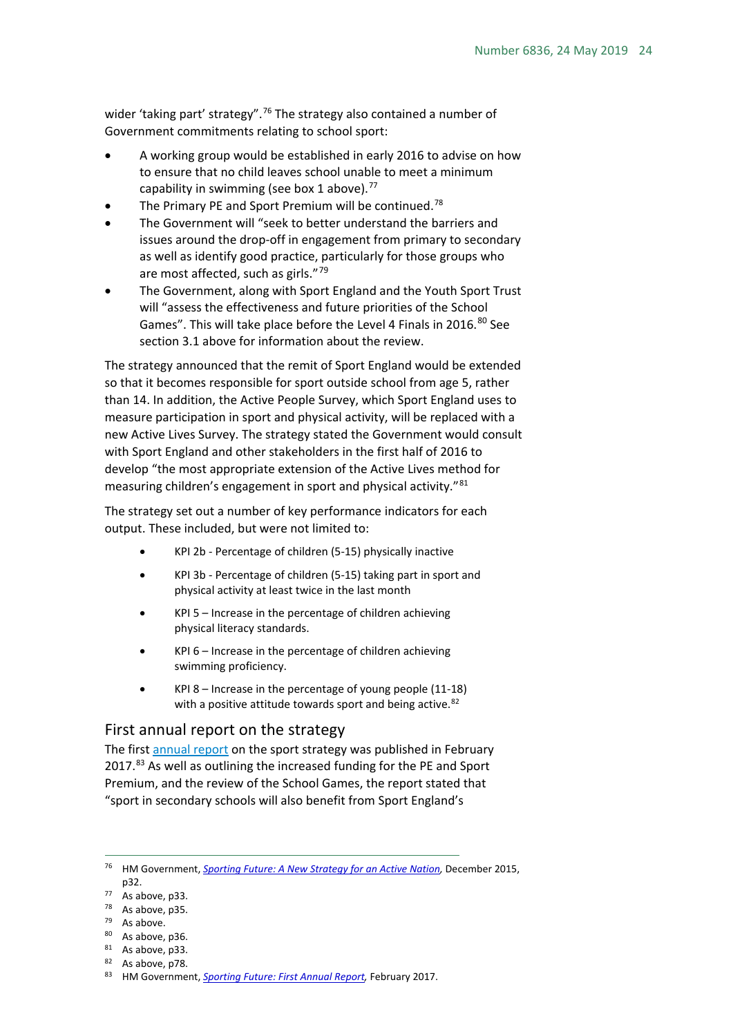wider 'taking part' strategy".[76] The strategy also contained a number of Government commitments relating to school sport:

- A working group would be established in early 2016 to advise on how to ensure that no child leaves school unable to meet a minimum capability in swimming (see box 1 above).[77]
- The Primary PE and Sport Premium will be continued.[78]
- The Government will "seek to better understand the barriers and issues around the drop-off in engagement from primary to secondary as well as identify good practice, particularly for those groups who are most affected, such as girls."[79]
- The Government, along with Sport England and the Youth Sport Trust will "assess the effectiveness and future priorities of the School Games". This will take place before the Level 4 Finals in 2016.[80] See section 3.1 above for information about the review.

The strategy announced that the remit of Sport England would be extended so that it becomes responsible for sport outside school from age 5, rather than 14. In addition, the Active People Survey, which Sport England uses to measure participation in sport and physical activity, will be replaced with a new Active Lives Survey. The strategy stated the Government would consult with Sport England and other stakeholders in the first half of 2016 to develop "the most appropriate extension of the Active Lives method for measuring children's engagement in sport and physical activity."[81]

The strategy set out a number of key performance indicators for each output. These included, but were not limited to:

- KPI 2b - Percentage of children (5-15) physically inactive
- KPI 3b - Percentage of children (5-15) taking part in sport and physical activity at least twice in the last month
- KPI 5 – Increase in the percentage of children achieving physical literacy standards.
- KPI 6 – Increase in the percentage of children achieving swimming proficiency.
- KPI 8 – Increase in the percentage of young people (11-18) with a positive attitude towards sport and being active.[82]

## First annual report on the strategy

The first annual report on the sport strategy was published in February 2017.[83] As well as outlining the increased funding for the PE and Sport Premium, and the review of the School Games, the report stated that "sport in secondary schools will also benefit from Sport England's

---

76 HM Government, *Sporting Future: A New Strategy for an Active Nation*, December 2015, p32.
77 As above, p33.
78 As above, p35.
79 As above.
80 As above, p36.
81 As above, p33.
82 As above, p78.
83 HM Government, *Sporting Future: First Annual Report*, February 2017.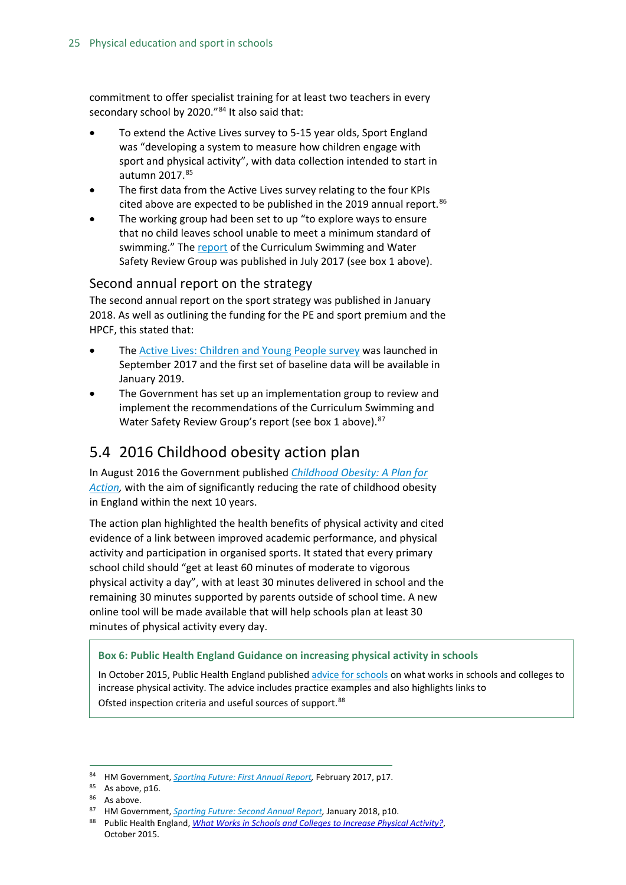commitment to offer specialist training for at least two teachers in every secondary school by 2020."[84] It also said that:

- To extend the Active Lives survey to 5-15 year olds, Sport England was "developing a system to measure how children engage with sport and physical activity", with data collection intended to start in autumn 2017.[85]
- The first data from the Active Lives survey relating to the four KPIs cited above are expected to be published in the 2019 annual report.[86]
- The working group had been set to up "to explore ways to ensure that no child leaves school unable to meet a minimum standard of swimming." The report of the Curriculum Swimming and Water Safety Review Group was published in July 2017 (see box 1 above).

### Second annual report on the strategy

The second annual report on the sport strategy was published in January 2018. As well as outlining the funding for the PE and sport premium and the HPCF, this stated that:

- The Active Lives: Children and Young People survey was launched in September 2017 and the first set of baseline data will be available in January 2019.
- The Government has set up an implementation group to review and implement the recommendations of the Curriculum Swimming and Water Safety Review Group's report (see box 1 above).[87]

## 5.4 2016 Childhood obesity action plan

In August 2016 the Government published *Childhood Obesity: A Plan for Action,* with the aim of significantly reducing the rate of childhood obesity in England within the next 10 years.

The action plan highlighted the health benefits of physical activity and cited evidence of a link between improved academic performance, and physical activity and participation in organised sports. It stated that every primary school child should "get at least 60 minutes of moderate to vigorous physical activity a day", with at least 30 minutes delivered in school and the remaining 30 minutes supported by parents outside of school time. A new online tool will be made available that will help schools plan at least 30 minutes of physical activity every day.

**Box 6: Public Health England Guidance on increasing physical activity in schools**

In October 2015, Public Health England published advice for schools on what works in schools and colleges to increase physical activity. The advice includes practice examples and also highlights links to Ofsted inspection criteria and useful sources of support.[88]

---

[84] HM Government, *Sporting Future: First Annual Report,* February 2017, p17.

[85] As above, p16.

[86] As above.

[87] HM Government, *Sporting Future: Second Annual Report,* January 2018, p10.

[88] Public Health England, *What Works in Schools and Colleges to Increase Physical Activity?*, October 2015.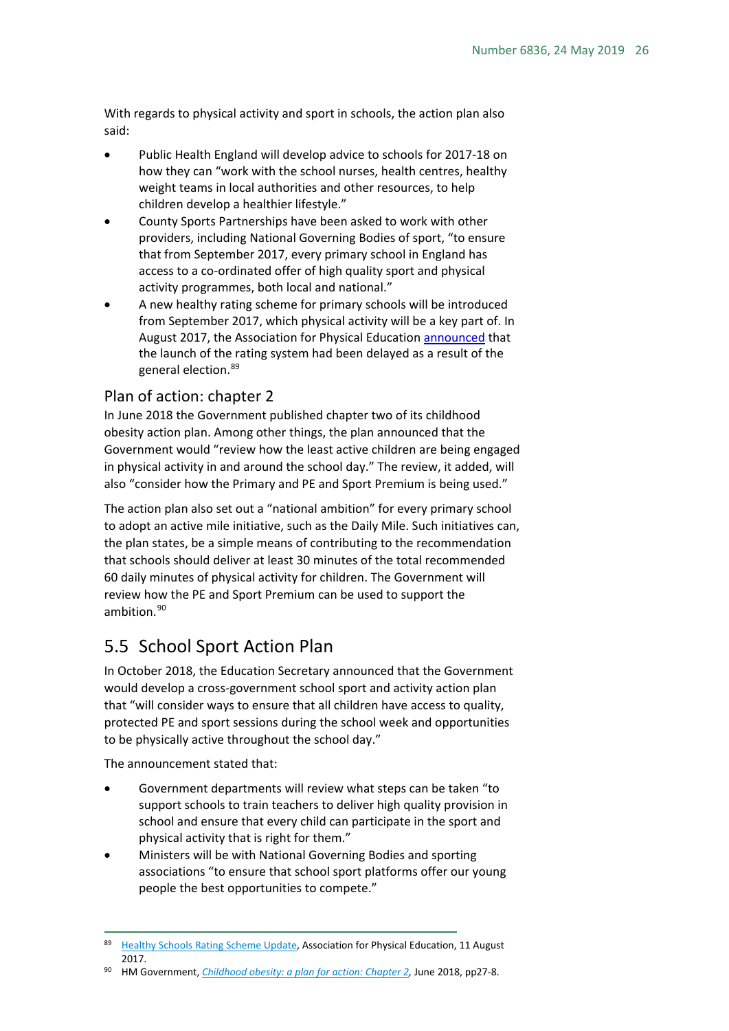With regards to physical activity and sport in schools, the action plan also said:

- Public Health England will develop advice to schools for 2017-18 on how they can "work with the school nurses, health centres, healthy weight teams in local authorities and other resources, to help children develop a healthier lifestyle."
- County Sports Partnerships have been asked to work with other providers, including National Governing Bodies of sport, "to ensure that from September 2017, every primary school in England has access to a co-ordinated offer of high quality sport and physical activity programmes, both local and national."
- A new healthy rating scheme for primary schools will be introduced from September 2017, which physical activity will be a key part of. In August 2017, the Association for Physical Education announced that the launch of the rating system had been delayed as a result of the general election.[89]

### Plan of action: chapter 2

In June 2018 the Government published chapter two of its childhood obesity action plan. Among other things, the plan announced that the Government would "review how the least active children are being engaged in physical activity in and around the school day." The review, it added, will also "consider how the Primary and PE and Sport Premium is being used."

The action plan also set out a "national ambition" for every primary school to adopt an active mile initiative, such as the Daily Mile. Such initiatives can, the plan states, be a simple means of contributing to the recommendation that schools should deliver at least 30 minutes of the total recommended 60 daily minutes of physical activity for children. The Government will review how the PE and Sport Premium can be used to support the ambition.[90]

## 5.5 School Sport Action Plan

In October 2018, the Education Secretary announced that the Government would develop a cross-government school sport and activity action plan that "will consider ways to ensure that all children have access to quality, protected PE and sport sessions during the school week and opportunities to be physically active throughout the school day."

The announcement stated that:

- Government departments will review what steps can be taken "to support schools to train teachers to deliver high quality provision in school and ensure that every child can participate in the sport and physical activity that is right for them."
- Ministers will be with National Governing Bodies and sporting associations "to ensure that school sport platforms offer our young people the best opportunities to compete."

---

[89] Healthy Schools Rating Scheme Update, Association for Physical Education, 11 August 2017.

[90] HM Government, *Childhood obesity: a plan for action: Chapter 2*, June 2018, pp27-8.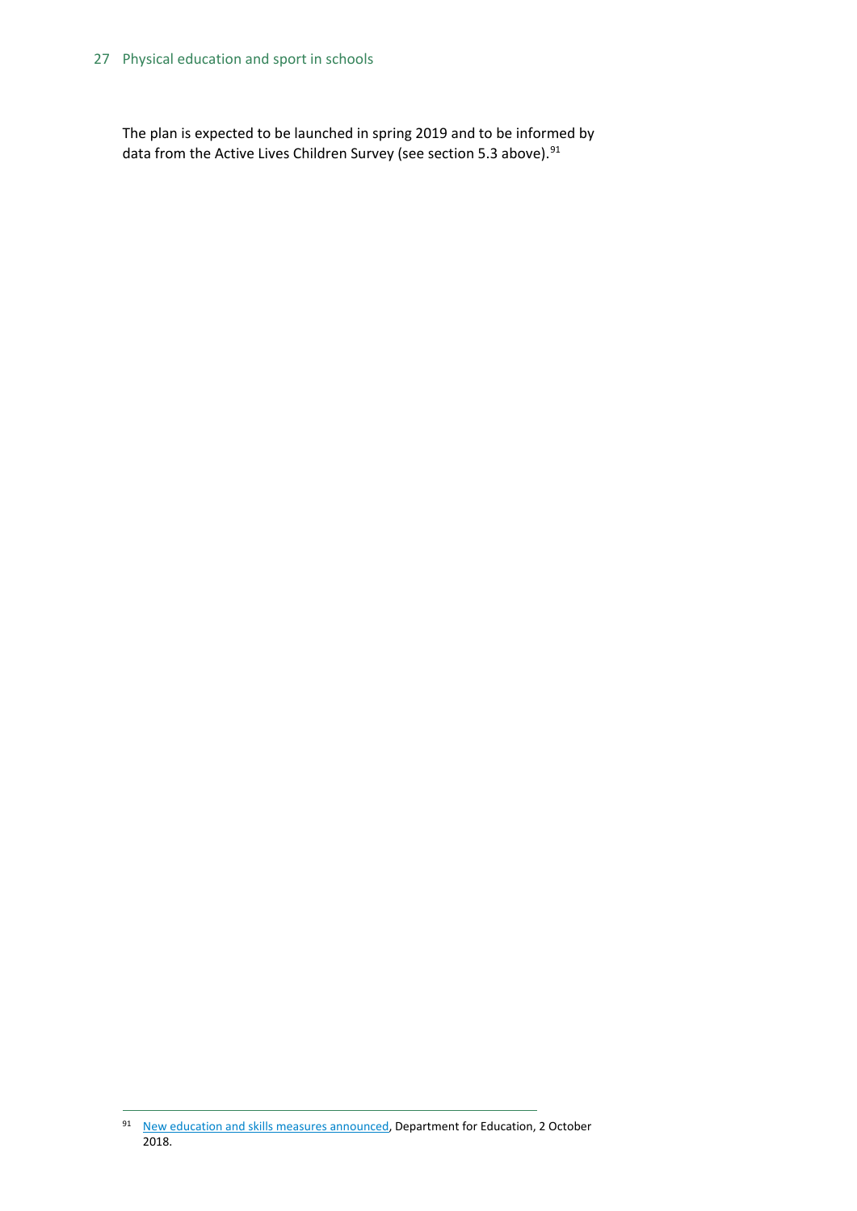The plan is expected to be launched in spring 2019 and to be informed by data from the Active Lives Children Survey (see section 5.3 above).[91]

[91] New education and skills measures announced, Department for Education, 2 October 2018.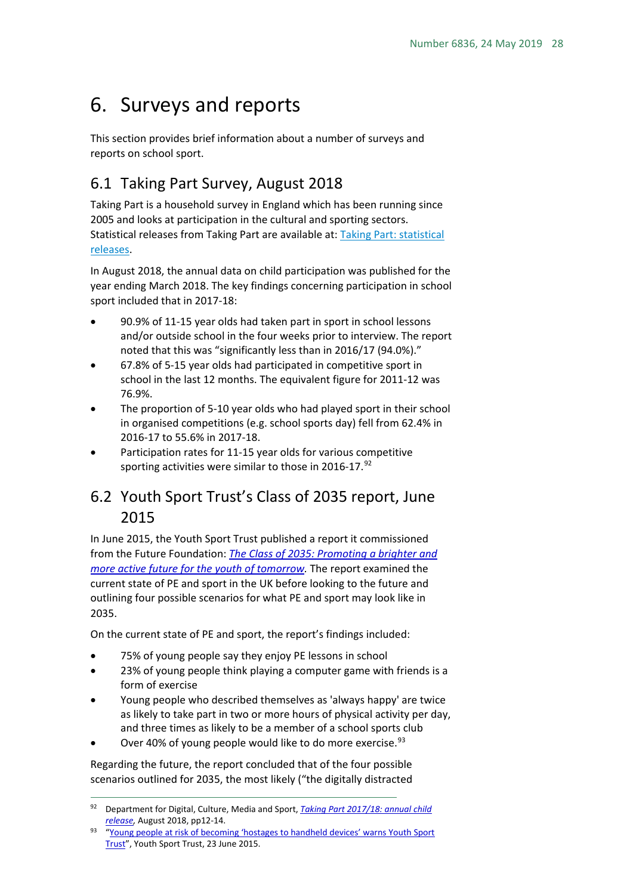# 6. Surveys and reports

This section provides brief information about a number of surveys and reports on school sport.

## 6.1 Taking Part Survey, August 2018

Taking Part is a household survey in England which has been running since 2005 and looks at participation in the cultural and sporting sectors. Statistical releases from Taking Part are available at: [Taking Part: statistical releases](Taking Part: statistical releases).

In August 2018, the annual data on child participation was published for the year ending March 2018. The key findings concerning participation in school sport included that in 2017-18:

- 90.9% of 11-15 year olds had taken part in sport in school lessons and/or outside school in the four weeks prior to interview. The report noted that this was "significantly less than in 2016/17 (94.0%)."
- 67.8% of 5-15 year olds had participated in competitive sport in school in the last 12 months. The equivalent figure for 2011-12 was 76.9%.
- The proportion of 5-10 year olds who had played sport in their school in organised competitions (e.g. school sports day) fell from 62.4% in 2016-17 to 55.6% in 2017-18.
- Participation rates for 11-15 year olds for various competitive sporting activities were similar to those in 2016-17.[92]

## 6.2 Youth Sport Trust's Class of 2035 report, June 2015

In June 2015, the Youth Sport Trust published a report it commissioned from the Future Foundation: *The Class of 2035: Promoting a brighter and more active future for the youth of tomorrow*. The report examined the current state of PE and sport in the UK before looking to the future and outlining four possible scenarios for what PE and sport may look like in 2035.

On the current state of PE and sport, the report's findings included:

- 75% of young people say they enjoy PE lessons in school
- 23% of young people think playing a computer game with friends is a form of exercise
- Young people who described themselves as 'always happy' are twice as likely to take part in two or more hours of physical activity per day, and three times as likely to be a member of a school sports club
- Over 40% of young people would like to do more exercise.[93]

Regarding the future, the report concluded that of the four possible scenarios outlined for 2035, the most likely ("the digitally distracted

---

[92] Department for Digital, Culture, Media and Sport, *Taking Part 2017/18: annual child release*, August 2018, pp12-14.

[93] "Young people at risk of becoming 'hostages to handheld devices' warns Youth Sport Trust", Youth Sport Trust, 23 June 2015.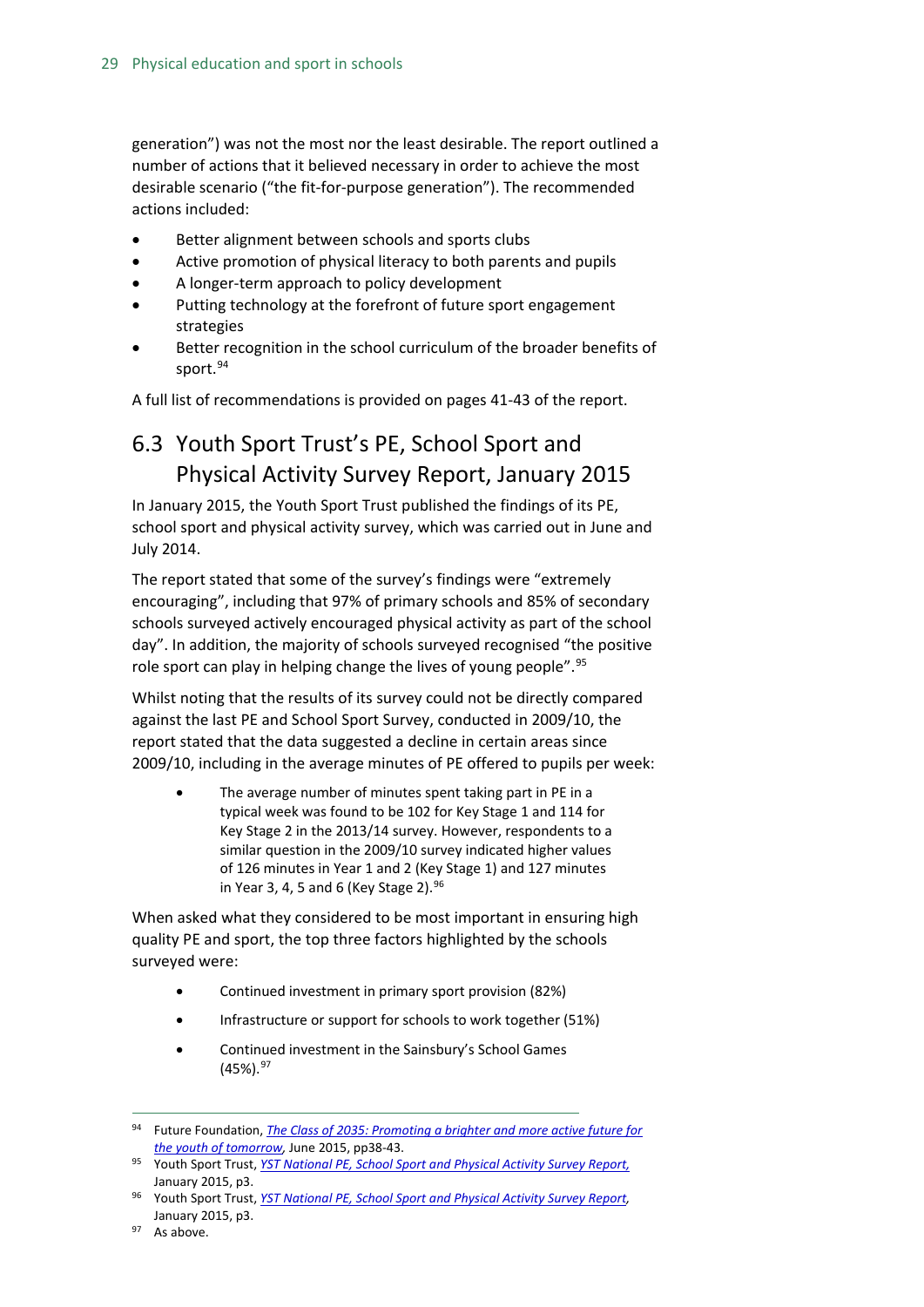generation") was not the most nor the least desirable. The report outlined a number of actions that it believed necessary in order to achieve the most desirable scenario ("the fit-for-purpose generation"). The recommended actions included:

- Better alignment between schools and sports clubs
- Active promotion of physical literacy to both parents and pupils
- A longer-term approach to policy development
- Putting technology at the forefront of future sport engagement strategies
- Better recognition in the school curriculum of the broader benefits of sport.[94]

A full list of recommendations is provided on pages 41-43 of the report.

## 6.3 Youth Sport Trust's PE, School Sport and Physical Activity Survey Report, January 2015

In January 2015, the Youth Sport Trust published the findings of its PE, school sport and physical activity survey, which was carried out in June and July 2014.

The report stated that some of the survey's findings were "extremely encouraging", including that 97% of primary schools and 85% of secondary schools surveyed actively encouraged physical activity as part of the school day". In addition, the majority of schools surveyed recognised "the positive role sport can play in helping change the lives of young people".[95]

Whilst noting that the results of its survey could not be directly compared against the last PE and School Sport Survey, conducted in 2009/10, the report stated that the data suggested a decline in certain areas since 2009/10, including in the average minutes of PE offered to pupils per week:

> - The average number of minutes spent taking part in PE in a typical week was found to be 102 for Key Stage 1 and 114 for Key Stage 2 in the 2013/14 survey. However, respondents to a similar question in the 2009/10 survey indicated higher values of 126 minutes in Year 1 and 2 (Key Stage 1) and 127 minutes in Year 3, 4, 5 and 6 (Key Stage 2).[96]

When asked what they considered to be most important in ensuring high quality PE and sport, the top three factors highlighted by the schools surveyed were:

> - Continued investment in primary sport provision (82%)
> - Infrastructure or support for schools to work together (51%)
> - Continued investment in the Sainsbury's School Games (45%).[97]

---

[94] Future Foundation, *The Class of 2035: Promoting a brighter and more active future for the youth of tomorrow*, June 2015, pp38-43.

[95] Youth Sport Trust, *YST National PE, School Sport and Physical Activity Survey Report,* January 2015, p3.

[96] Youth Sport Trust, *YST National PE, School Sport and Physical Activity Survey Report,* January 2015, p3.

[97] As above.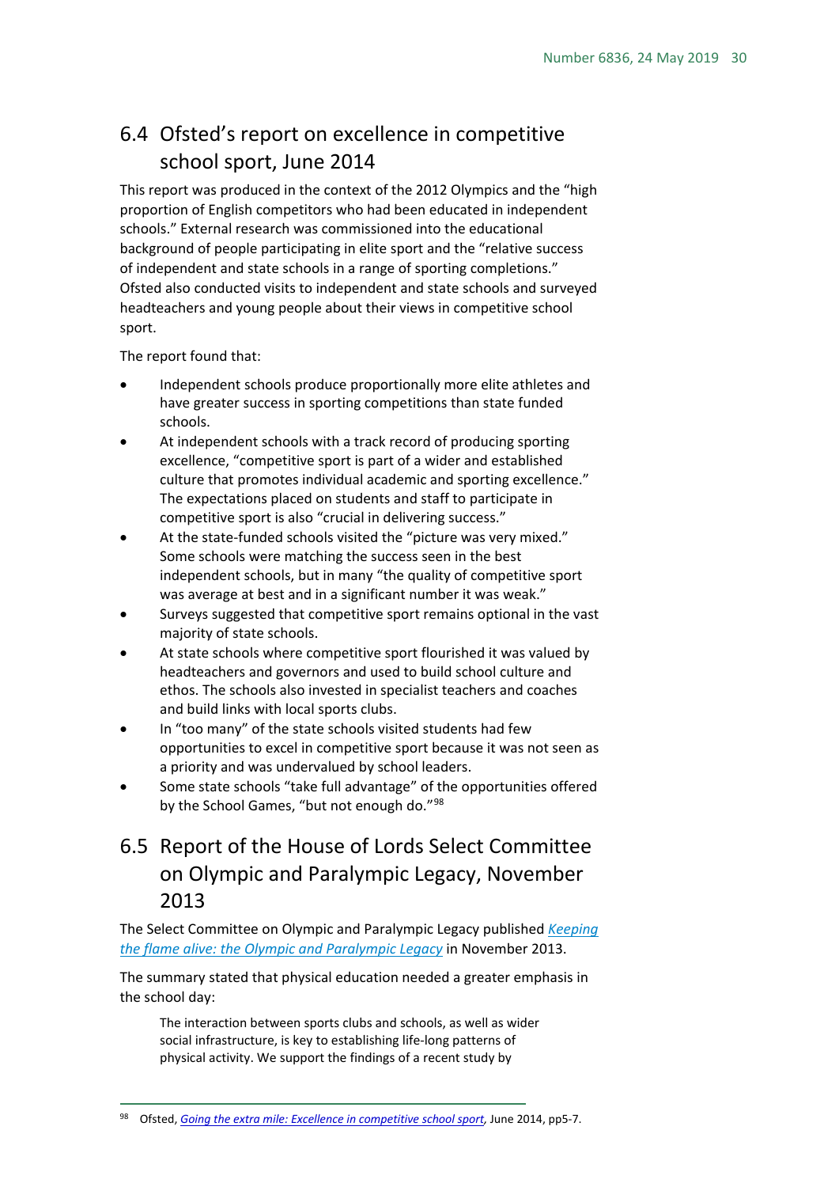## 6.4 Ofsted's report on excellence in competitive school sport, June 2014

This report was produced in the context of the 2012 Olympics and the "high proportion of English competitors who had been educated in independent schools." External research was commissioned into the educational background of people participating in elite sport and the "relative success of independent and state schools in a range of sporting completions." Ofsted also conducted visits to independent and state schools and surveyed headteachers and young people about their views in competitive school sport.

The report found that:

- Independent schools produce proportionally more elite athletes and have greater success in sporting competitions than state funded schools.
- At independent schools with a track record of producing sporting excellence, "competitive sport is part of a wider and established culture that promotes individual academic and sporting excellence." The expectations placed on students and staff to participate in competitive sport is also "crucial in delivering success."
- At the state-funded schools visited the "picture was very mixed." Some schools were matching the success seen in the best independent schools, but in many "the quality of competitive sport was average at best and in a significant number it was weak."
- Surveys suggested that competitive sport remains optional in the vast majority of state schools.
- At state schools where competitive sport flourished it was valued by headteachers and governors and used to build school culture and ethos. The schools also invested in specialist teachers and coaches and build links with local sports clubs.
- In "too many" of the state schools visited students had few opportunities to excel in competitive sport because it was not seen as a priority and was undervalued by school leaders.
- Some state schools "take full advantage" of the opportunities offered by the School Games, "but not enough do."[98]

## 6.5 Report of the House of Lords Select Committee on Olympic and Paralympic Legacy, November 2013

The Select Committee on Olympic and Paralympic Legacy published *Keeping the flame alive: the Olympic and Paralympic Legacy* in November 2013.

The summary stated that physical education needed a greater emphasis in the school day:

> The interaction between sports clubs and schools, as well as wider social infrastructure, is key to establishing life-long patterns of physical activity. We support the findings of a recent study by

---

[98] Ofsted, *Going the extra mile: Excellence in competitive school sport*, June 2014, pp5-7.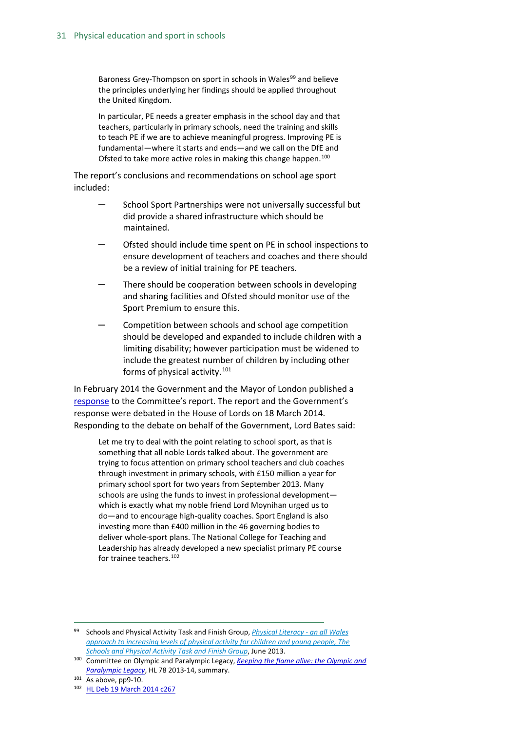> Baroness Grey-Thompson on sport in schools in Wales[99] and believe the principles underlying her findings should be applied throughout the United Kingdom.
>
> In particular, PE needs a greater emphasis in the school day and that teachers, particularly in primary schools, need the training and skills to teach PE if we are to achieve meaningful progress. Improving PE is fundamental—where it starts and ends—and we call on the DfE and Ofsted to take more active roles in making this change happen.[100]

The report's conclusions and recommendations on school age sport included:

- School Sport Partnerships were not universally successful but did provide a shared infrastructure which should be maintained.
- Ofsted should include time spent on PE in school inspections to ensure development of teachers and coaches and there should be a review of initial training for PE teachers.
- There should be cooperation between schools in developing and sharing facilities and Ofsted should monitor use of the Sport Premium to ensure this.
- Competition between schools and school age competition should be developed and expanded to include children with a limiting disability; however participation must be widened to include the greatest number of children by including other forms of physical activity.[101]

In February 2014 the Government and the Mayor of London published a response to the Committee's report. The report and the Government's response were debated in the House of Lords on 18 March 2014. Responding to the debate on behalf of the Government, Lord Bates said:

> Let me try to deal with the point relating to school sport, as that is something that all noble Lords talked about. The government are trying to focus attention on primary school teachers and club coaches through investment in primary schools, with £150 million a year for primary school sport for two years from September 2013. Many schools are using the funds to invest in professional development—which is exactly what my noble friend Lord Moynihan urged us to do—and to encourage high-quality coaches. Sport England is also investing more than £400 million in the 46 governing bodies to deliver whole-sport plans. The National College for Teaching and Leadership has already developed a new specialist primary PE course for trainee teachers.[102]

---

[99] Schools and Physical Activity Task and Finish Group, *Physical Literacy - an all Wales approach to increasing levels of physical activity for children and young people, The Schools and Physical Activity Task and Finish Group*, June 2013.

[100] Committee on Olympic and Paralympic Legacy, *Keeping the flame alive: the Olympic and Paralympic Legacy*, HL 78 2013-14, summary.

[101] As above, pp9-10.

[102] HL Deb 19 March 2014 c267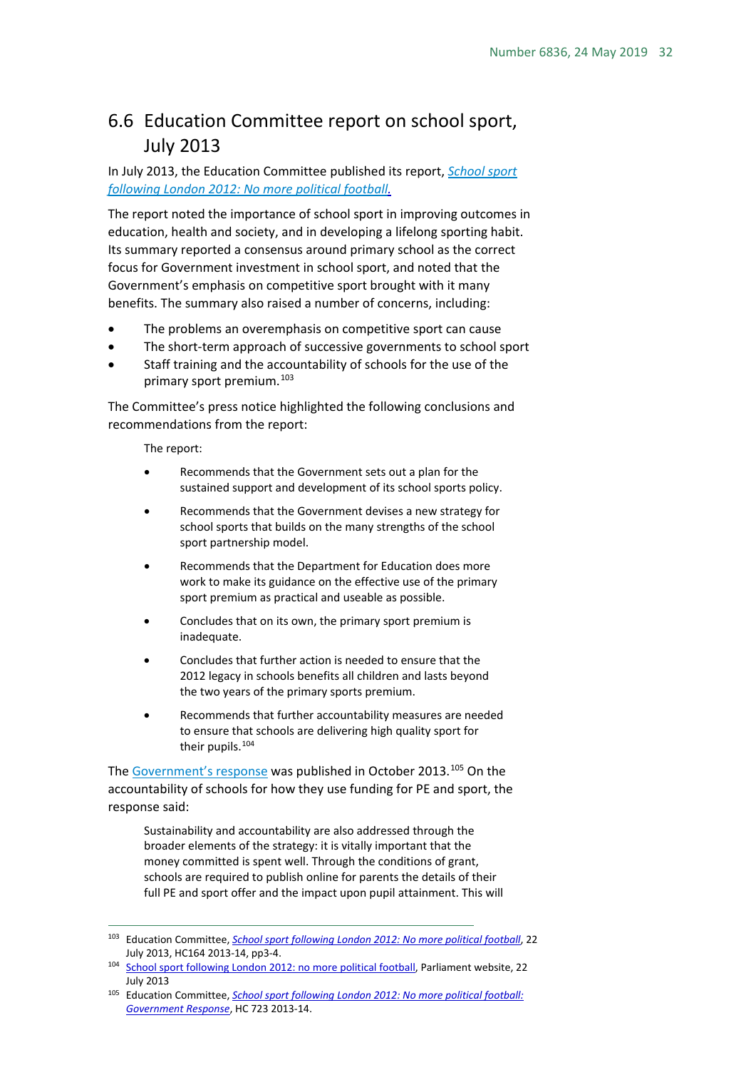## 6.6 Education Committee report on school sport, July 2013

In July 2013, the Education Committee published its report, *School sport following London 2012: No more political football.*

The report noted the importance of school sport in improving outcomes in education, health and society, and in developing a lifelong sporting habit. Its summary reported a consensus around primary school as the correct focus for Government investment in school sport, and noted that the Government's emphasis on competitive sport brought with it many benefits. The summary also raised a number of concerns, including:

- The problems an overemphasis on competitive sport can cause
- The short-term approach of successive governments to school sport
- Staff training and the accountability of schools for the use of the primary sport premium.[103]

The Committee's press notice highlighted the following conclusions and recommendations from the report:

> The report:
>
> - Recommends that the Government sets out a plan for the sustained support and development of its school sports policy.
> - Recommends that the Government devises a new strategy for school sports that builds on the many strengths of the school sport partnership model.
> - Recommends that the Department for Education does more work to make its guidance on the effective use of the primary sport premium as practical and useable as possible.
> - Concludes that on its own, the primary sport premium is inadequate.
> - Concludes that further action is needed to ensure that the 2012 legacy in schools benefits all children and lasts beyond the two years of the primary sports premium.
> - Recommends that further accountability measures are needed to ensure that schools are delivering high quality sport for their pupils.[104]

The Government's response was published in October 2013.[105] On the accountability of schools for how they use funding for PE and sport, the response said:

> Sustainability and accountability are also addressed through the broader elements of the strategy: it is vitally important that the money committed is spent well. Through the conditions of grant, schools are required to publish online for parents the details of their full PE and sport offer and the impact upon pupil attainment. This will

---

[103] Education Committee, *School sport following London 2012: No more political football*, 22 July 2013, HC164 2013-14, pp3-4.

[104] School sport following London 2012: no more political football, Parliament website, 22 July 2013

[105] Education Committee, *School sport following London 2012: No more political football: Government Response*, HC 723 2013-14.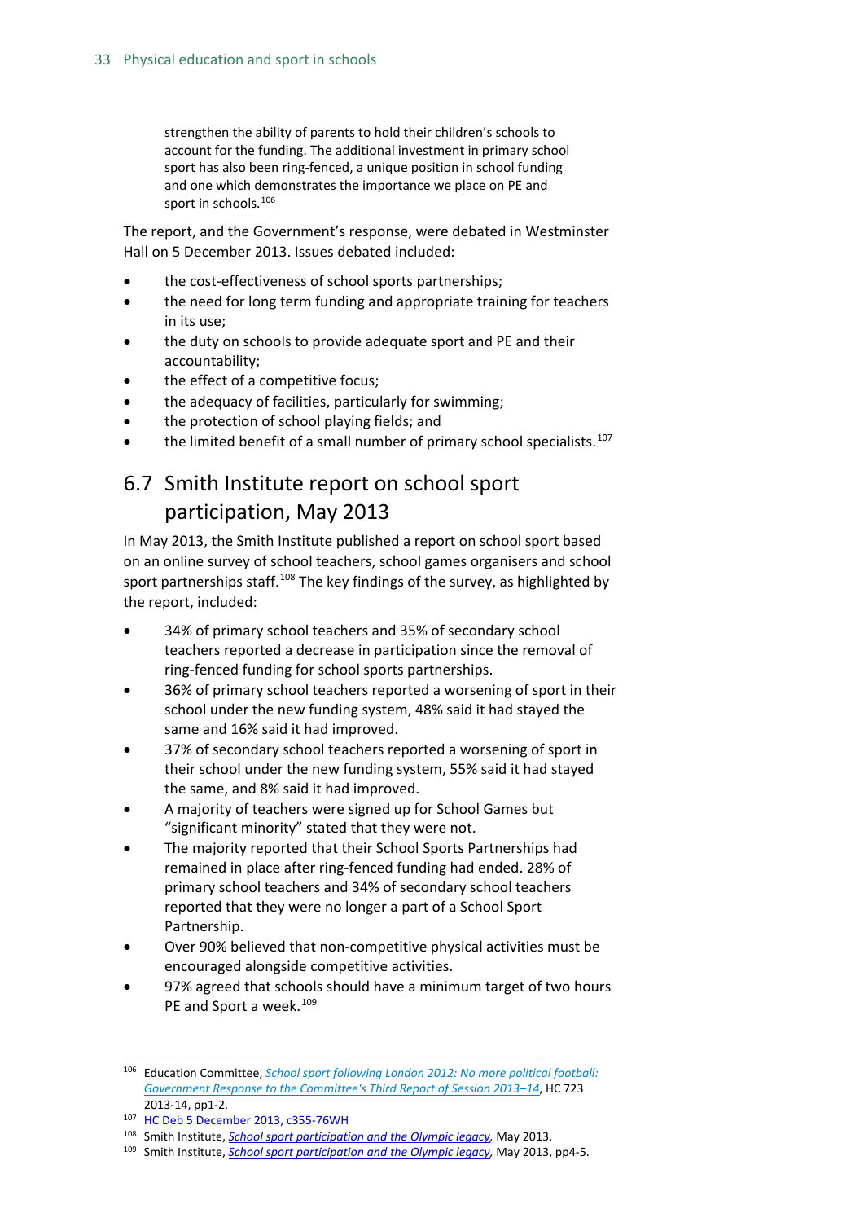> strengthen the ability of parents to hold their children's schools to account for the funding. The additional investment in primary school sport has also been ring-fenced, a unique position in school funding and one which demonstrates the importance we place on PE and sport in schools.[106]

The report, and the Government's response, were debated in Westminster Hall on 5 December 2013. Issues debated included:

- the cost-effectiveness of school sports partnerships;
- the need for long term funding and appropriate training for teachers in its use;
- the duty on schools to provide adequate sport and PE and their accountability;
- the effect of a competitive focus;
- the adequacy of facilities, particularly for swimming;
- the protection of school playing fields; and
- the limited benefit of a small number of primary school specialists.[107]

## 6.7 Smith Institute report on school sport participation, May 2013

In May 2013, the Smith Institute published a report on school sport based on an online survey of school teachers, school games organisers and school sport partnerships staff.[108] The key findings of the survey, as highlighted by the report, included:

- 34% of primary school teachers and 35% of secondary school teachers reported a decrease in participation since the removal of ring-fenced funding for school sports partnerships.
- 36% of primary school teachers reported a worsening of sport in their school under the new funding system, 48% said it had stayed the same and 16% said it had improved.
- 37% of secondary school teachers reported a worsening of sport in their school under the new funding system, 55% said it had stayed the same, and 8% said it had improved.
- A majority of teachers were signed up for School Games but "significant minority" stated that they were not.
- The majority reported that their School Sports Partnerships had remained in place after ring-fenced funding had ended. 28% of primary school teachers and 34% of secondary school teachers reported that they were no longer a part of a School Sport Partnership.
- Over 90% believed that non-competitive physical activities must be encouraged alongside competitive activities.
- 97% agreed that schools should have a minimum target of two hours PE and Sport a week.[109]

---

[106] Education Committee, *School sport following London 2012: No more political football: Government Response to the Committee's Third Report of Session 2013–14*, HC 723 2013-14, pp1-2.

[107] HC Deb 5 December 2013, c355-76WH

[108] Smith Institute, *School sport participation and the Olympic legacy*, May 2013.

[109] Smith Institute, *School sport participation and the Olympic legacy*, May 2013, pp4-5.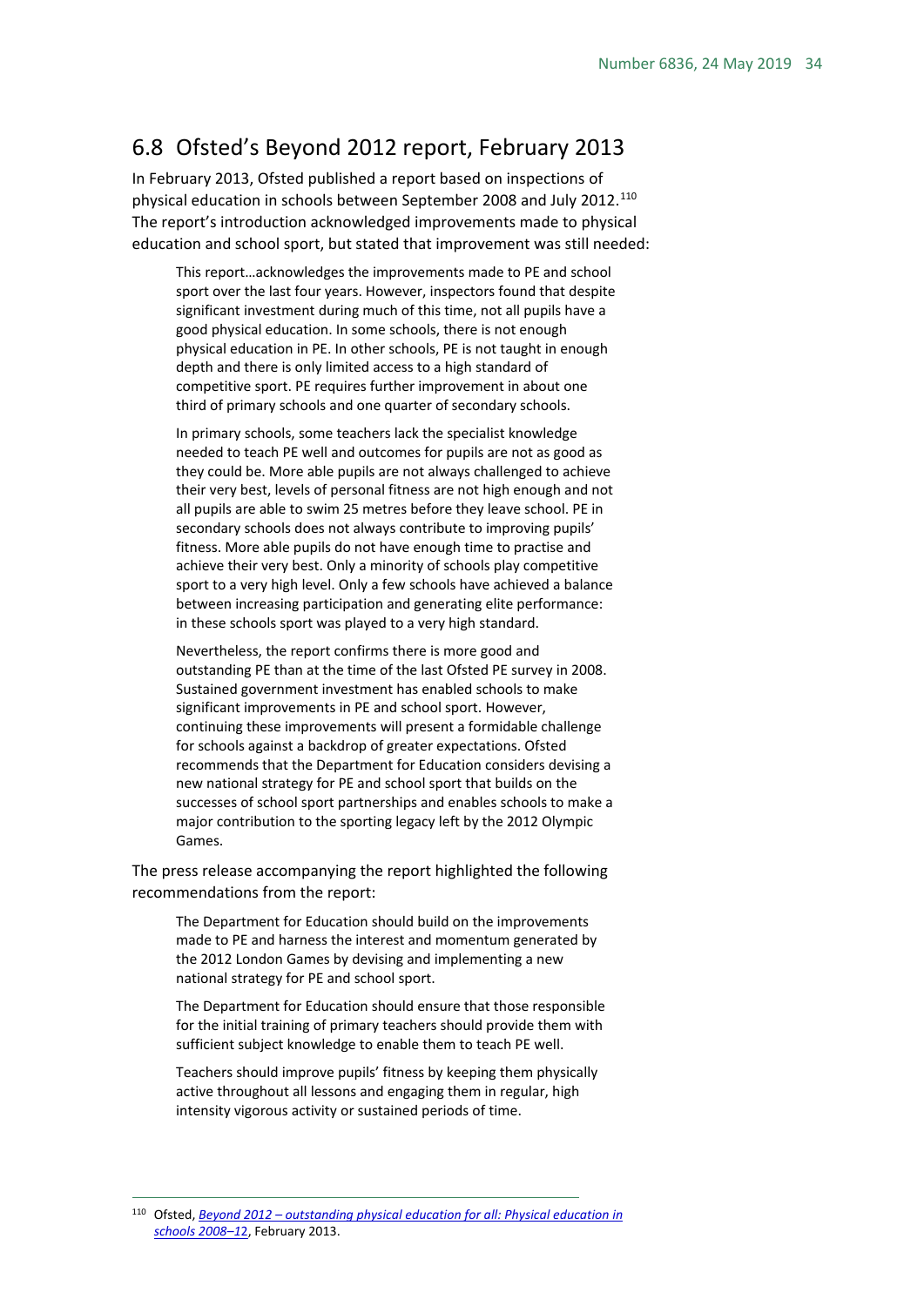## 6.8 Ofsted's Beyond 2012 report, February 2013

In February 2013, Ofsted published a report based on inspections of physical education in schools between September 2008 and July 2012.[110] The report's introduction acknowledged improvements made to physical education and school sport, but stated that improvement was still needed:

> This report…acknowledges the improvements made to PE and school sport over the last four years. However, inspectors found that despite significant investment during much of this time, not all pupils have a good physical education. In some schools, there is not enough physical education in PE. In other schools, PE is not taught in enough depth and there is only limited access to a high standard of competitive sport. PE requires further improvement in about one third of primary schools and one quarter of secondary schools.
>
> In primary schools, some teachers lack the specialist knowledge needed to teach PE well and outcomes for pupils are not as good as they could be. More able pupils are not always challenged to achieve their very best, levels of personal fitness are not high enough and not all pupils are able to swim 25 metres before they leave school. PE in secondary schools does not always contribute to improving pupils' fitness. More able pupils do not have enough time to practise and achieve their very best. Only a minority of schools play competitive sport to a very high level. Only a few schools have achieved a balance between increasing participation and generating elite performance: in these schools sport was played to a very high standard.
>
> Nevertheless, the report confirms there is more good and outstanding PE than at the time of the last Ofsted PE survey in 2008. Sustained government investment has enabled schools to make significant improvements in PE and school sport. However, continuing these improvements will present a formidable challenge for schools against a backdrop of greater expectations. Ofsted recommends that the Department for Education considers devising a new national strategy for PE and school sport that builds on the successes of school sport partnerships and enables schools to make a major contribution to the sporting legacy left by the 2012 Olympic Games.

The press release accompanying the report highlighted the following recommendations from the report:

> The Department for Education should build on the improvements made to PE and harness the interest and momentum generated by the 2012 London Games by devising and implementing a new national strategy for PE and school sport.
>
> The Department for Education should ensure that those responsible for the initial training of primary teachers should provide them with sufficient subject knowledge to enable them to teach PE well.
>
> Teachers should improve pupils' fitness by keeping them physically active throughout all lessons and engaging them in regular, high intensity vigorous activity or sustained periods of time.

---

[110] Ofsted, *Beyond 2012 – outstanding physical education for all: Physical education in schools 2008–12*, February 2013.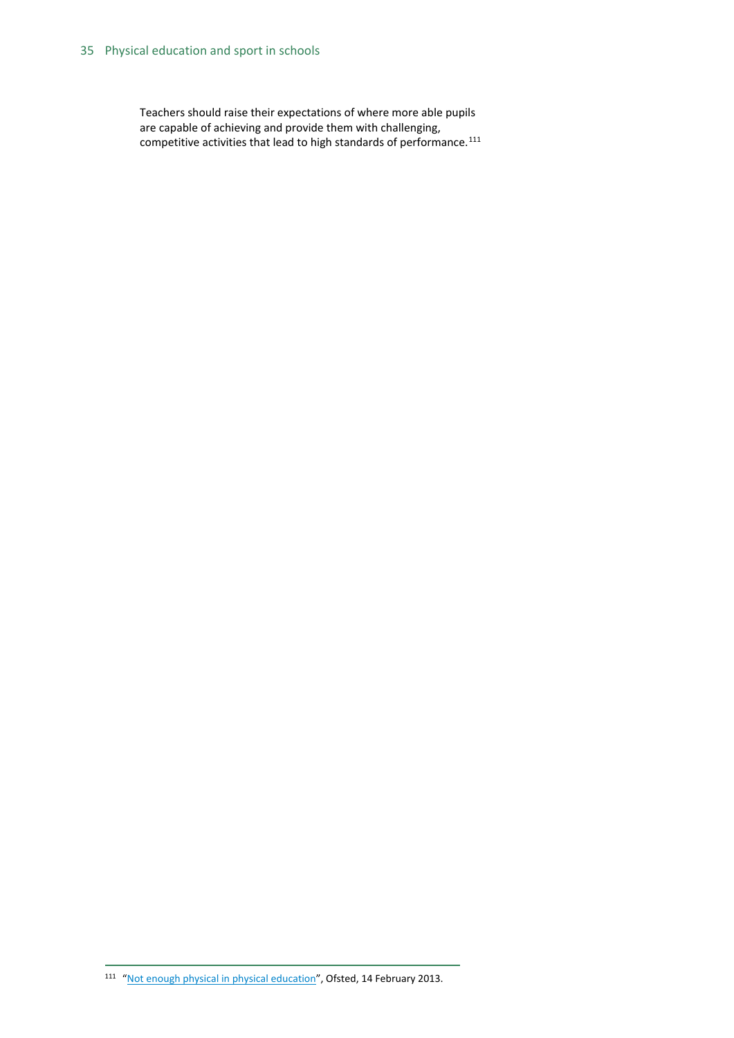> Teachers should raise their expectations of where more able pupils are capable of achieving and provide them with challenging, competitive activities that lead to high standards of performance.[111]

---

[111] "Not enough physical in physical education", Ofsted, 14 February 2013.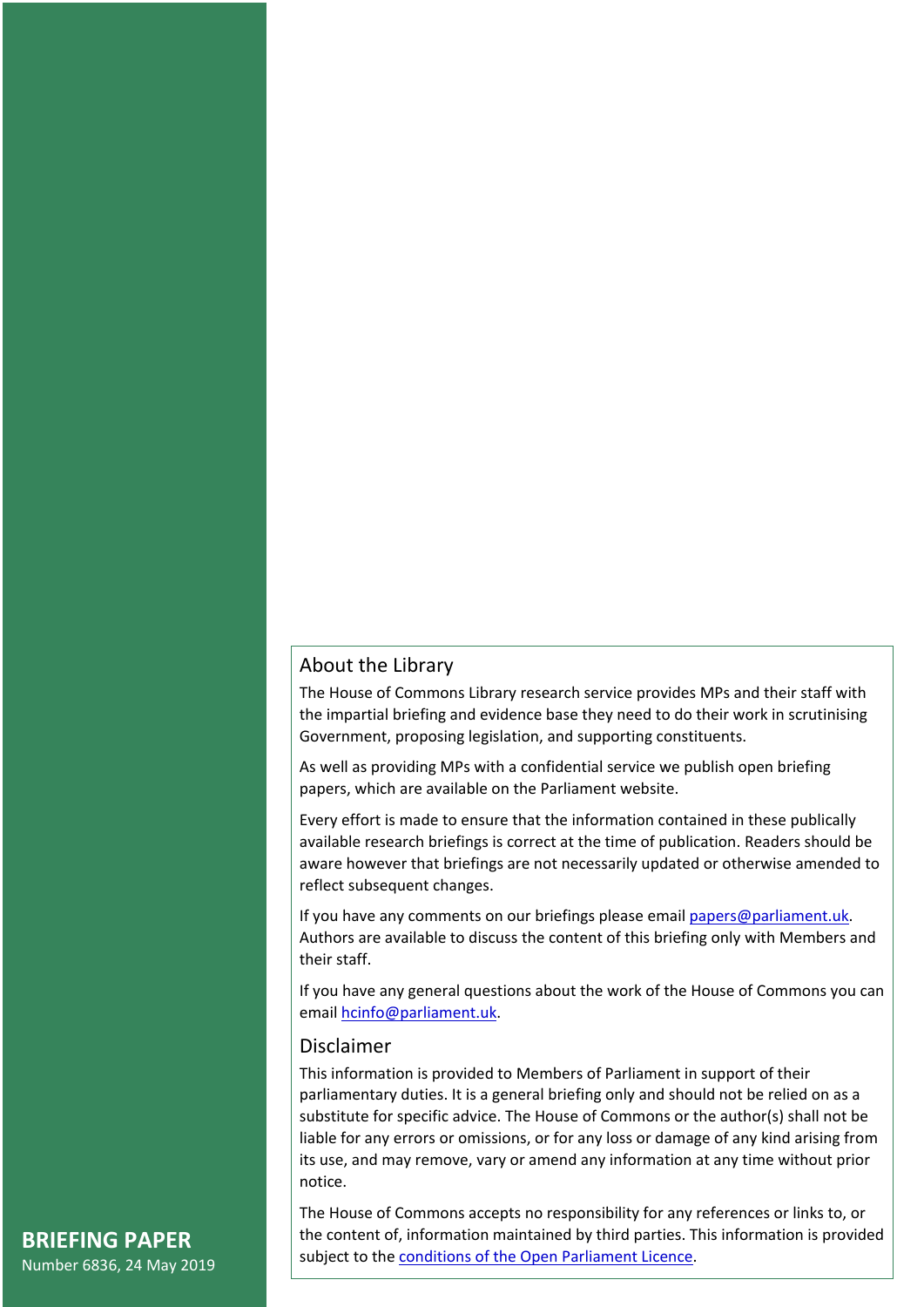## About the Library

The House of Commons Library research service provides MPs and their staff with the impartial briefing and evidence base they need to do their work in scrutinising Government, proposing legislation, and supporting constituents.

As well as providing MPs with a confidential service we publish open briefing papers, which are available on the Parliament website.

Every effort is made to ensure that the information contained in these publically available research briefings is correct at the time of publication. Readers should be aware however that briefings are not necessarily updated or otherwise amended to reflect subsequent changes.

If you have any comments on our briefings please email papers@parliament.uk. Authors are available to discuss the content of this briefing only with Members and their staff.

If you have any general questions about the work of the House of Commons you can email hcinfo@parliament.uk.

## Disclaimer

This information is provided to Members of Parliament in support of their parliamentary duties. It is a general briefing only and should not be relied on as a substitute for specific advice. The House of Commons or the author(s) shall not be liable for any errors or omissions, or for any loss or damage of any kind arising from its use, and may remove, vary or amend any information at any time without prior notice.

The House of Commons accepts no responsibility for any references or links to, or the content of, information maintained by third parties. This information is provided subject to the conditions of the Open Parliament Licence.

**BRIEFING PAPER**

Number 6836, 24 May 2019